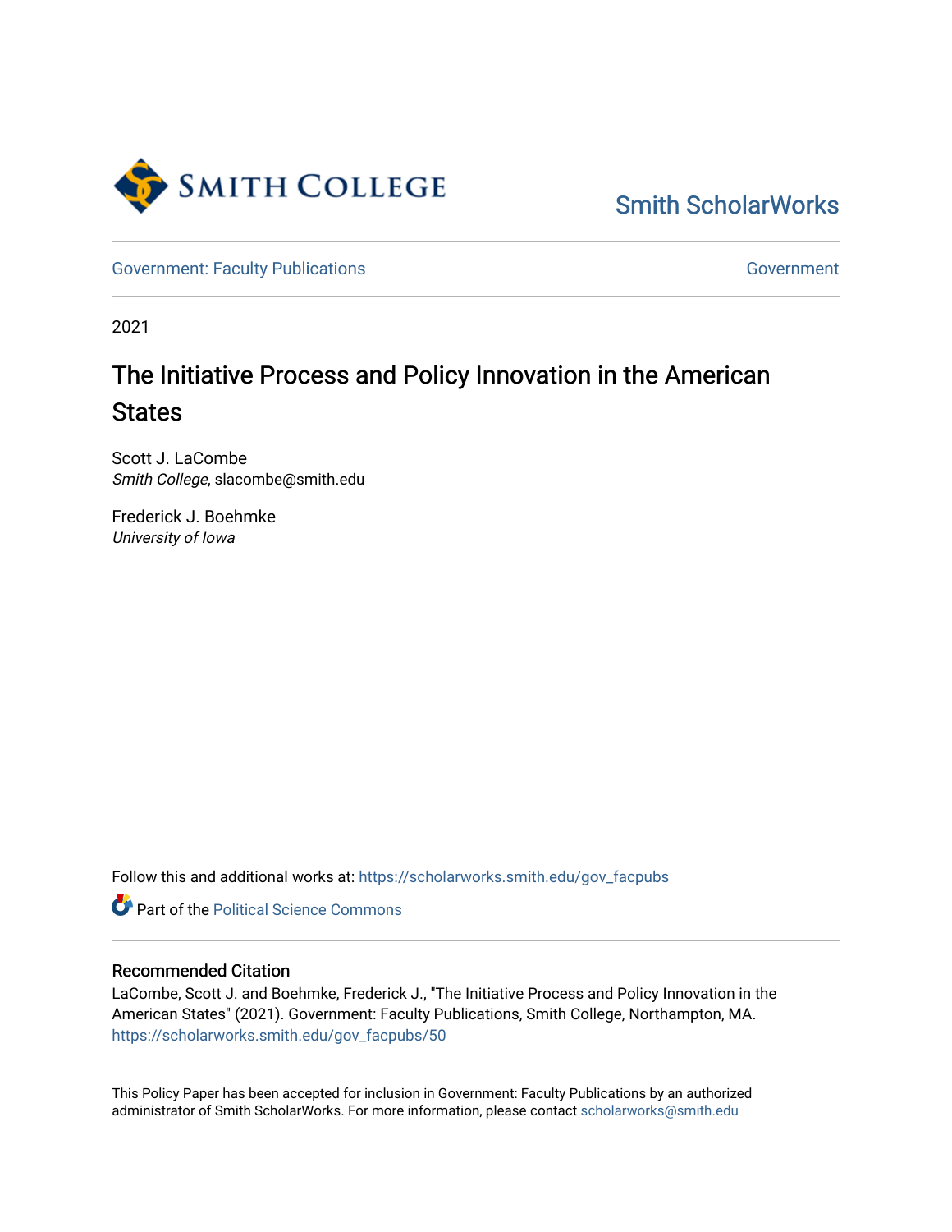Smith College

Smith ScholarWorks

Government: Faculty Publications

Government

2021

# The Initiative Process and Policy Innovation in the American States

Scott J. LaCombe
*Smith College*, slacombe@smith.edu

Frederick J. Boehmke
*University of Iowa*

Follow this and additional works at: https://scholarworks.smith.edu/gov_facpubs

Part of the Political Science Commons

## Recommended Citation

LaCombe, Scott J. and Boehmke, Frederick J., "The Initiative Process and Policy Innovation in the American States" (2021). Government: Faculty Publications, Smith College, Northampton, MA.
https://scholarworks.smith.edu/gov_facpubs/50

This Policy Paper has been accepted for inclusion in Government: Faculty Publications by an authorized administrator of Smith ScholarWorks. For more information, please contact scholarworks@smith.edu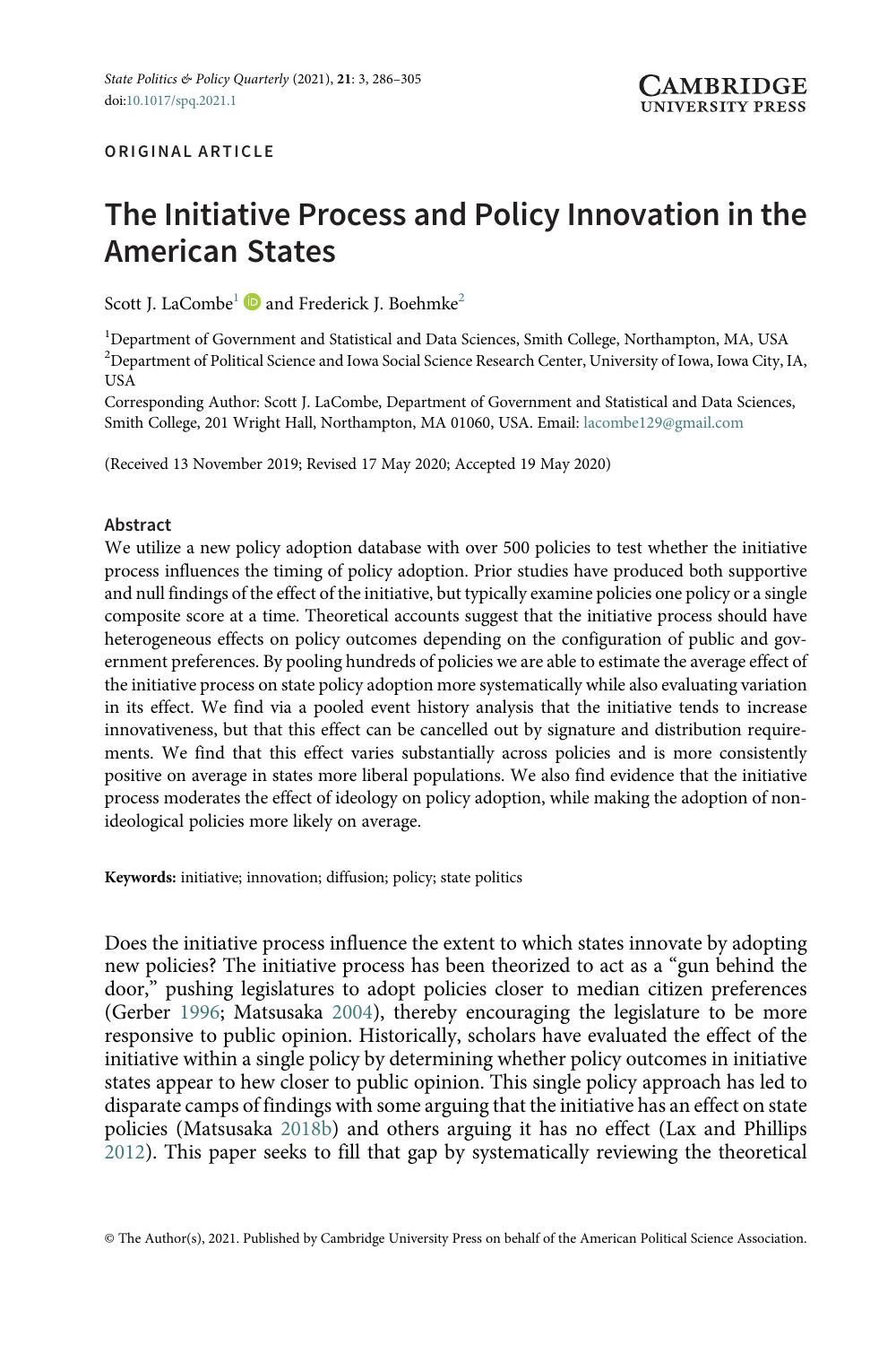ORIGINAL ARTICLE

# The Initiative Process and Policy Innovation in the American States

Scott J. LaCombe[1] and Frederick J. Boehmke[2]

[1]Department of Government and Statistical and Data Sciences, Smith College, Northampton, MA, USA
[2]Department of Political Science and Iowa Social Science Research Center, University of Iowa, Iowa City, IA, USA
Corresponding Author: Scott J. LaCombe, Department of Government and Statistical and Data Sciences, Smith College, 201 Wright Hall, Northampton, MA 01060, USA. Email: lacombe129@gmail.com

(Received 13 November 2019; Revised 17 May 2020; Accepted 19 May 2020)

## Abstract

We utilize a new policy adoption database with over 500 policies to test whether the initiative process influences the timing of policy adoption. Prior studies have produced both supportive and null findings of the effect of the initiative, but typically examine policies one policy or a single composite score at a time. Theoretical accounts suggest that the initiative process should have heterogeneous effects on policy outcomes depending on the configuration of public and government preferences. By pooling hundreds of policies we are able to estimate the average effect of the initiative process on state policy adoption more systematically while also evaluating variation in its effect. We find via a pooled event history analysis that the initiative tends to increase innovativeness, but that this effect can be cancelled out by signature and distribution requirements. We find that this effect varies substantially across policies and is more consistently positive on average in states more liberal populations. We also find evidence that the initiative process moderates the effect of ideology on policy adoption, while making the adoption of non-ideological policies more likely on average.

**Keywords:** initiative; innovation; diffusion; policy; state politics

Does the initiative process influence the extent to which states innovate by adopting new policies? The initiative process has been theorized to act as a "gun behind the door," pushing legislatures to adopt policies closer to median citizen preferences (Gerber 1996; Matsusaka 2004), thereby encouraging the legislature to be more responsive to public opinion. Historically, scholars have evaluated the effect of the initiative within a single policy by determining whether policy outcomes in initiative states appear to hew closer to public opinion. This single policy approach has led to disparate camps of findings with some arguing that the initiative has an effect on state policies (Matsusaka 2018b) and others arguing it has no effect (Lax and Phillips 2012). This paper seeks to fill that gap by systematically reviewing the theoretical

© The Author(s), 2021. Published by Cambridge University Press on behalf of the American Political Science Association.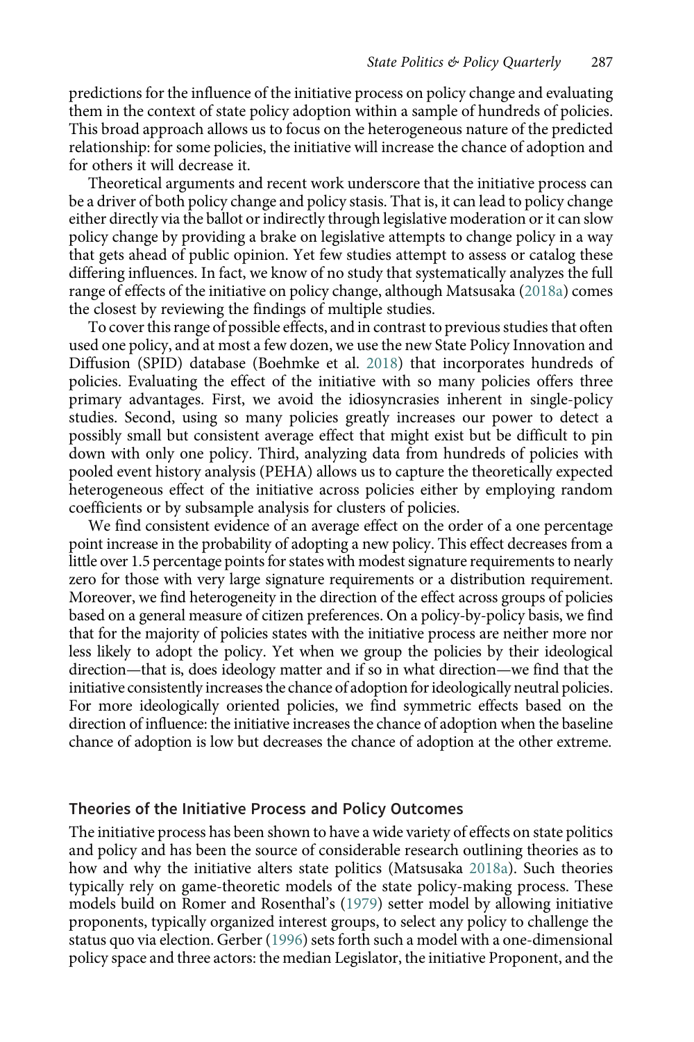predictions for the influence of the initiative process on policy change and evaluating them in the context of state policy adoption within a sample of hundreds of policies. This broad approach allows us to focus on the heterogeneous nature of the predicted relationship: for some policies, the initiative will increase the chance of adoption and for others it will decrease it.

Theoretical arguments and recent work underscore that the initiative process can be a driver of both policy change and policy stasis. That is, it can lead to policy change either directly via the ballot or indirectly through legislative moderation or it can slow policy change by providing a brake on legislative attempts to change policy in a way that gets ahead of public opinion. Yet few studies attempt to assess or catalog these differing influences. In fact, we know of no study that systematically analyzes the full range of effects of the initiative on policy change, although Matsusaka (2018a) comes the closest by reviewing the findings of multiple studies.

To cover this range of possible effects, and in contrast to previous studies that often used one policy, and at most a few dozen, we use the new State Policy Innovation and Diffusion (SPID) database (Boehmke et al. 2018) that incorporates hundreds of policies. Evaluating the effect of the initiative with so many policies offers three primary advantages. First, we avoid the idiosyncrasies inherent in single-policy studies. Second, using so many policies greatly increases our power to detect a possibly small but consistent average effect that might exist but be difficult to pin down with only one policy. Third, analyzing data from hundreds of policies with pooled event history analysis (PEHA) allows us to capture the theoretically expected heterogeneous effect of the initiative across policies either by employing random coefficients or by subsample analysis for clusters of policies.

We find consistent evidence of an average effect on the order of a one percentage point increase in the probability of adopting a new policy. This effect decreases from a little over 1.5 percentage points for states with modest signature requirements to nearly zero for those with very large signature requirements or a distribution requirement. Moreover, we find heterogeneity in the direction of the effect across groups of policies based on a general measure of citizen preferences. On a policy-by-policy basis, we find that for the majority of policies states with the initiative process are neither more nor less likely to adopt the policy. Yet when we group the policies by their ideological direction—that is, does ideology matter and if so in what direction—we find that the initiative consistently increases the chance of adoption for ideologically neutral policies. For more ideologically oriented policies, we find symmetric effects based on the direction of influence: the initiative increases the chance of adoption when the baseline chance of adoption is low but decreases the chance of adoption at the other extreme.

## Theories of the Initiative Process and Policy Outcomes

The initiative process has been shown to have a wide variety of effects on state politics and policy and has been the source of considerable research outlining theories as to how and why the initiative alters state politics (Matsusaka 2018a). Such theories typically rely on game-theoretic models of the state policy-making process. These models build on Romer and Rosenthal's (1979) setter model by allowing initiative proponents, typically organized interest groups, to select any policy to challenge the status quo via election. Gerber (1996) sets forth such a model with a one-dimensional policy space and three actors: the median Legislator, the initiative Proponent, and the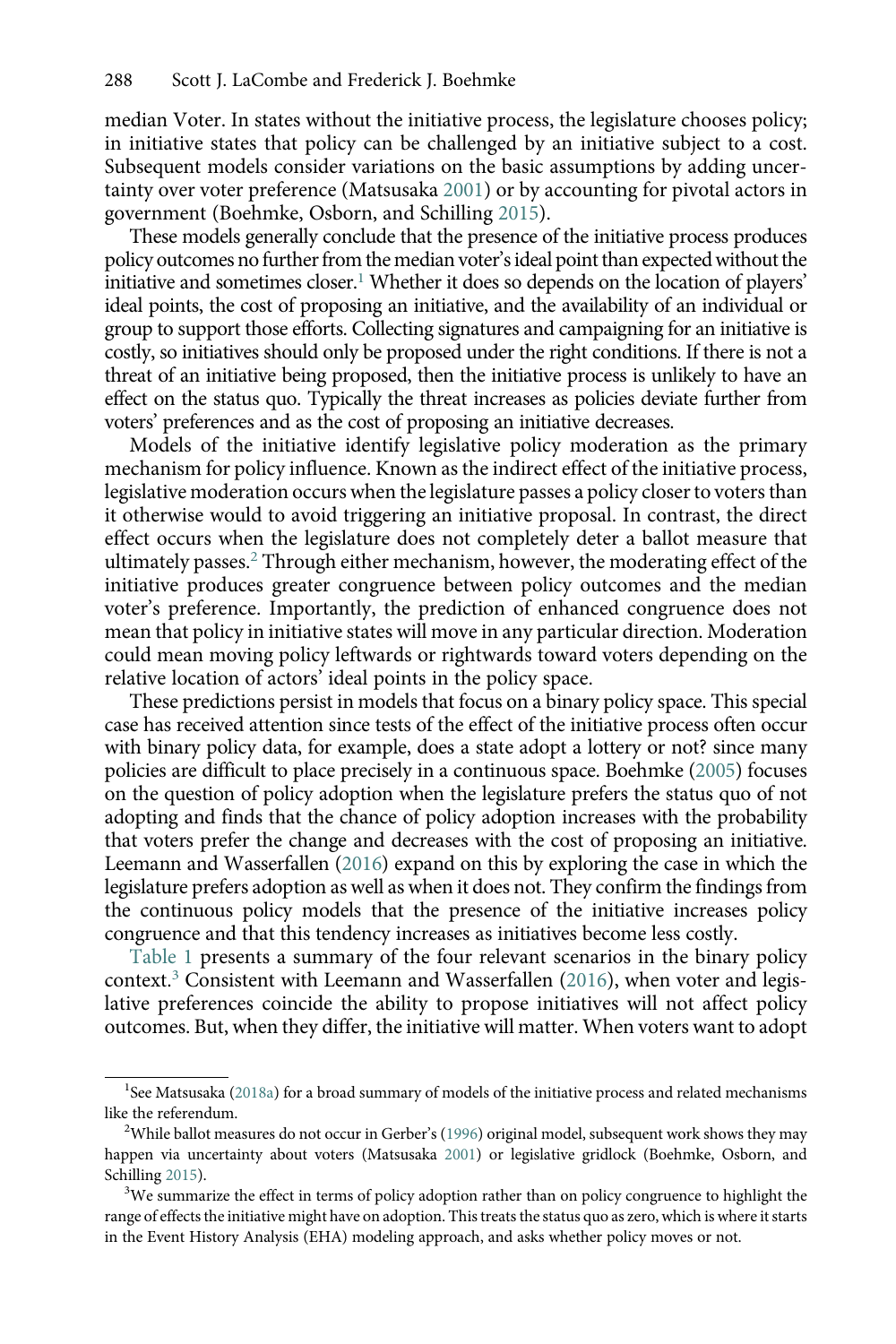median Voter. In states without the initiative process, the legislature chooses policy; in initiative states that policy can be challenged by an initiative subject to a cost. Subsequent models consider variations on the basic assumptions by adding uncertainty over voter preference (Matsusaka 2001) or by accounting for pivotal actors in government (Boehmke, Osborn, and Schilling 2015).

These models generally conclude that the presence of the initiative process produces policy outcomes no further from the median voter's ideal point than expected without the initiative and sometimes closer.[1] Whether it does so depends on the location of players' ideal points, the cost of proposing an initiative, and the availability of an individual or group to support those efforts. Collecting signatures and campaigning for an initiative is costly, so initiatives should only be proposed under the right conditions. If there is not a threat of an initiative being proposed, then the initiative process is unlikely to have an effect on the status quo. Typically the threat increases as policies deviate further from voters' preferences and as the cost of proposing an initiative decreases.

Models of the initiative identify legislative policy moderation as the primary mechanism for policy influence. Known as the indirect effect of the initiative process, legislative moderation occurs when the legislature passes a policy closer to voters than it otherwise would to avoid triggering an initiative proposal. In contrast, the direct effect occurs when the legislature does not completely deter a ballot measure that ultimately passes.[2] Through either mechanism, however, the moderating effect of the initiative produces greater congruence between policy outcomes and the median voter's preference. Importantly, the prediction of enhanced congruence does not mean that policy in initiative states will move in any particular direction. Moderation could mean moving policy leftwards or rightwards toward voters depending on the relative location of actors' ideal points in the policy space.

These predictions persist in models that focus on a binary policy space. This special case has received attention since tests of the effect of the initiative process often occur with binary policy data, for example, does a state adopt a lottery or not? since many policies are difficult to place precisely in a continuous space. Boehmke (2005) focuses on the question of policy adoption when the legislature prefers the status quo of not adopting and finds that the chance of policy adoption increases with the probability that voters prefer the change and decreases with the cost of proposing an initiative. Leemann and Wasserfallen (2016) expand on this by exploring the case in which the legislature prefers adoption as well as when it does not. They confirm the findings from the continuous policy models that the presence of the initiative increases policy congruence and that this tendency increases as initiatives become less costly.

Table 1 presents a summary of the four relevant scenarios in the binary policy context.[3] Consistent with Leemann and Wasserfallen (2016), when voter and legislative preferences coincide the ability to propose initiatives will not affect policy outcomes. But, when they differ, the initiative will matter. When voters want to adopt

[1] See Matsusaka (2018a) for a broad summary of models of the initiative process and related mechanisms like the referendum.

[2] While ballot measures do not occur in Gerber's (1996) original model, subsequent work shows they may happen via uncertainty about voters (Matsusaka 2001) or legislative gridlock (Boehmke, Osborn, and Schilling 2015).

[3] We summarize the effect in terms of policy adoption rather than on policy congruence to highlight the range of effects the initiative might have on adoption. This treats the status quo as zero, which is where it starts in the Event History Analysis (EHA) modeling approach, and asks whether policy moves or not.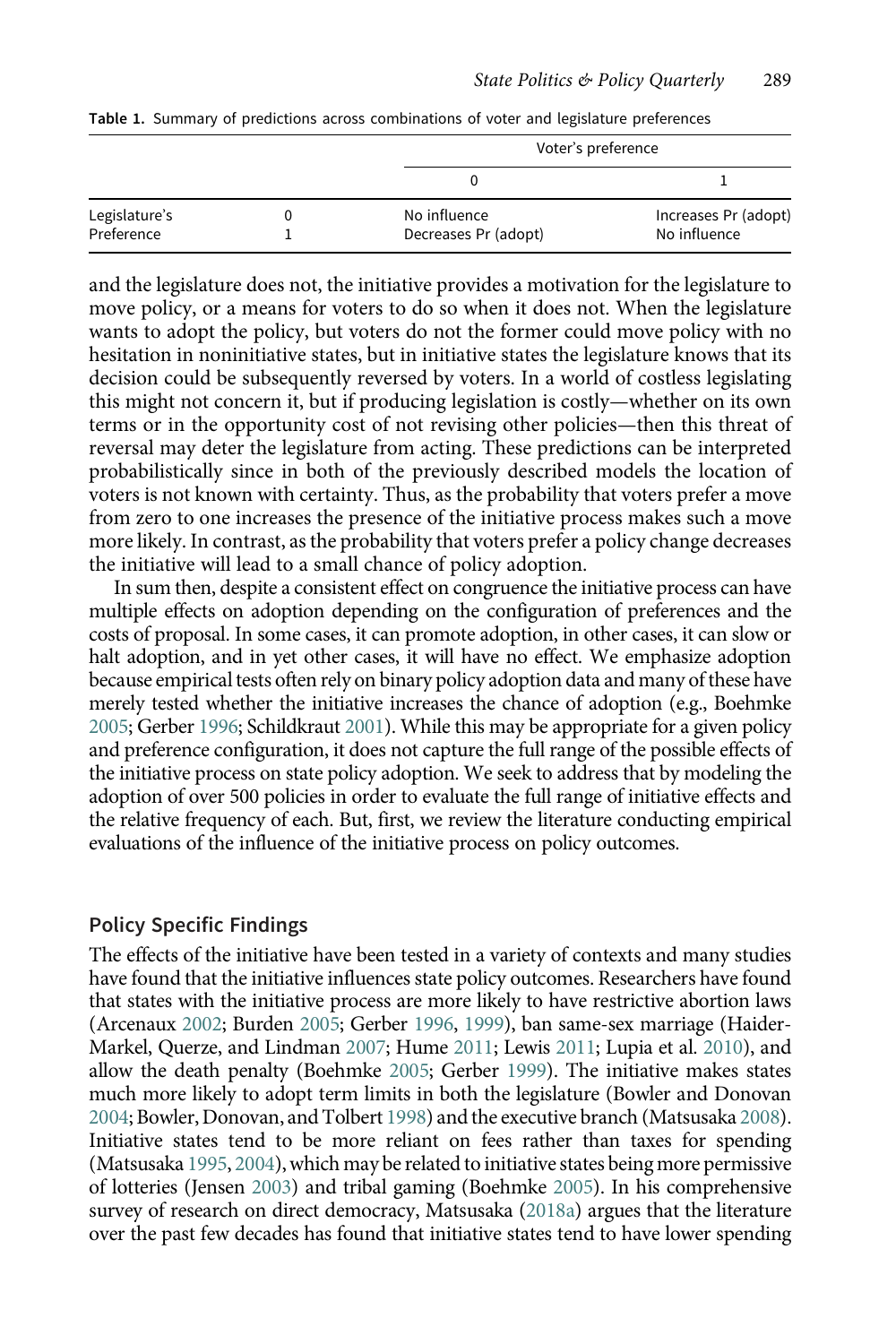**Table 1.** Summary of predictions across combinations of voter and legislature preferences

| | | Voter's preference | |
|---|---|---|---|
| | | 0 | 1 |
| Legislature's Preference | 0 | No influence | Increases Pr (adopt) |
| | 1 | Decreases Pr (adopt) | No influence |

and the legislature does not, the initiative provides a motivation for the legislature to move policy, or a means for voters to do so when it does not. When the legislature wants to adopt the policy, but voters do not the former could move policy with no hesitation in noninitiative states, but in initiative states the legislature knows that its decision could be subsequently reversed by voters. In a world of costless legislating this might not concern it, but if producing legislation is costly—whether on its own terms or in the opportunity cost of not revising other policies—then this threat of reversal may deter the legislature from acting. These predictions can be interpreted probabilistically since in both of the previously described models the location of voters is not known with certainty. Thus, as the probability that voters prefer a move from zero to one increases the presence of the initiative process makes such a move more likely. In contrast, as the probability that voters prefer a policy change decreases the initiative will lead to a small chance of policy adoption.

In sum then, despite a consistent effect on congruence the initiative process can have multiple effects on adoption depending on the configuration of preferences and the costs of proposal. In some cases, it can promote adoption, in other cases, it can slow or halt adoption, and in yet other cases, it will have no effect. We emphasize adoption because empirical tests often rely on binary policy adoption data and many of these have merely tested whether the initiative increases the chance of adoption (e.g., Boehmke 2005; Gerber 1996; Schildkraut 2001). While this may be appropriate for a given policy and preference configuration, it does not capture the full range of the possible effects of the initiative process on state policy adoption. We seek to address that by modeling the adoption of over 500 policies in order to evaluate the full range of initiative effects and the relative frequency of each. But, first, we review the literature conducting empirical evaluations of the influence of the initiative process on policy outcomes.

## Policy Specific Findings

The effects of the initiative have been tested in a variety of contexts and many studies have found that the initiative influences state policy outcomes. Researchers have found that states with the initiative process are more likely to have restrictive abortion laws (Arcenaux 2002; Burden 2005; Gerber 1996, 1999), ban same-sex marriage (Haider-Markel, Querze, and Lindman 2007; Hume 2011; Lewis 2011; Lupia et al. 2010), and allow the death penalty (Boehmke 2005; Gerber 1999). The initiative makes states much more likely to adopt term limits in both the legislature (Bowler and Donovan 2004; Bowler, Donovan, and Tolbert 1998) and the executive branch (Matsusaka 2008). Initiative states tend to be more reliant on fees rather than taxes for spending (Matsusaka 1995, 2004), which may be related to initiative states being more permissive of lotteries (Jensen 2003) and tribal gaming (Boehmke 2005). In his comprehensive survey of research on direct democracy, Matsusaka (2018a) argues that the literature over the past few decades has found that initiative states tend to have lower spending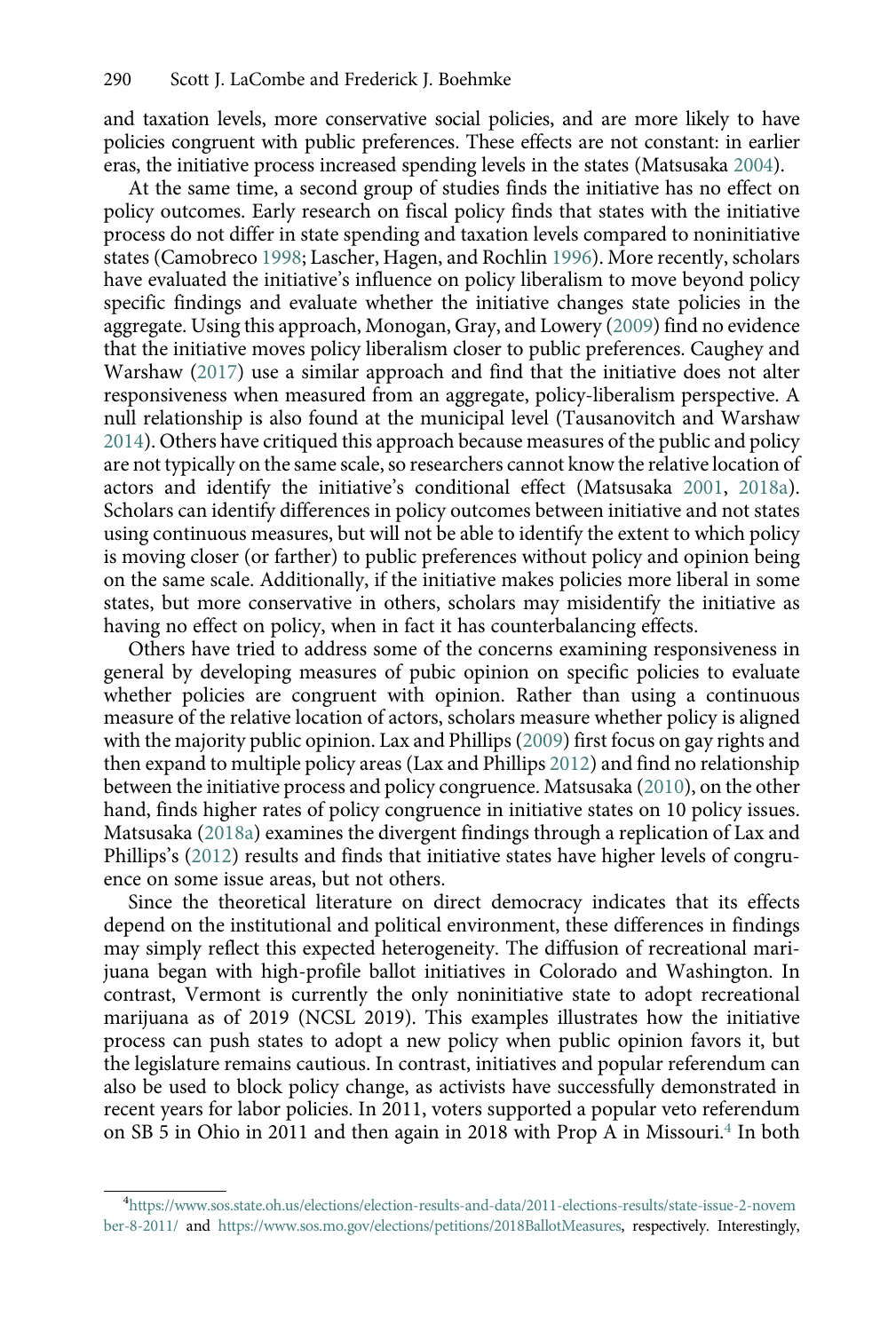and taxation levels, more conservative social policies, and are more likely to have policies congruent with public preferences. These effects are not constant: in earlier eras, the initiative process increased spending levels in the states (Matsusaka 2004).

At the same time, a second group of studies finds the initiative has no effect on policy outcomes. Early research on fiscal policy finds that states with the initiative process do not differ in state spending and taxation levels compared to noninitiative states (Camobreco 1998; Lascher, Hagen, and Rochlin 1996). More recently, scholars have evaluated the initiative's influence on policy liberalism to move beyond policy specific findings and evaluate whether the initiative changes state policies in the aggregate. Using this approach, Monogan, Gray, and Lowery (2009) find no evidence that the initiative moves policy liberalism closer to public preferences. Caughey and Warshaw (2017) use a similar approach and find that the initiative does not alter responsiveness when measured from an aggregate, policy-liberalism perspective. A null relationship is also found at the municipal level (Tausanovitch and Warshaw 2014). Others have critiqued this approach because measures of the public and policy are not typically on the same scale, so researchers cannot know the relative location of actors and identify the initiative's conditional effect (Matsusaka 2001, 2018a). Scholars can identify differences in policy outcomes between initiative and not states using continuous measures, but will not be able to identify the extent to which policy is moving closer (or farther) to public preferences without policy and opinion being on the same scale. Additionally, if the initiative makes policies more liberal in some states, but more conservative in others, scholars may misidentify the initiative as having no effect on policy, when in fact it has counterbalancing effects.

Others have tried to address some of the concerns examining responsiveness in general by developing measures of pubic opinion on specific policies to evaluate whether policies are congruent with opinion. Rather than using a continuous measure of the relative location of actors, scholars measure whether policy is aligned with the majority public opinion. Lax and Phillips (2009) first focus on gay rights and then expand to multiple policy areas (Lax and Phillips 2012) and find no relationship between the initiative process and policy congruence. Matsusaka (2010), on the other hand, finds higher rates of policy congruence in initiative states on 10 policy issues. Matsusaka (2018a) examines the divergent findings through a replication of Lax and Phillips's (2012) results and finds that initiative states have higher levels of congruence on some issue areas, but not others.

Since the theoretical literature on direct democracy indicates that its effects depend on the institutional and political environment, these differences in findings may simply reflect this expected heterogeneity. The diffusion of recreational marijuana began with high-profile ballot initiatives in Colorado and Washington. In contrast, Vermont is currently the only noninitiative state to adopt recreational marijuana as of 2019 (NCSL 2019). This examples illustrates how the initiative process can push states to adopt a new policy when public opinion favors it, but the legislature remains cautious. In contrast, initiatives and popular referendum can also be used to block policy change, as activists have successfully demonstrated in recent years for labor policies. In 2011, voters supported a popular veto referendum on SB 5 in Ohio in 2011 and then again in 2018 with Prop A in Missouri.[4] In both

[4]https://www.sos.state.oh.us/elections/election-results-and-data/2011-elections-results/state-issue-2-november-8-2011/ and https://www.sos.mo.gov/elections/petitions/2018BallotMeasures, respectively. Interestingly,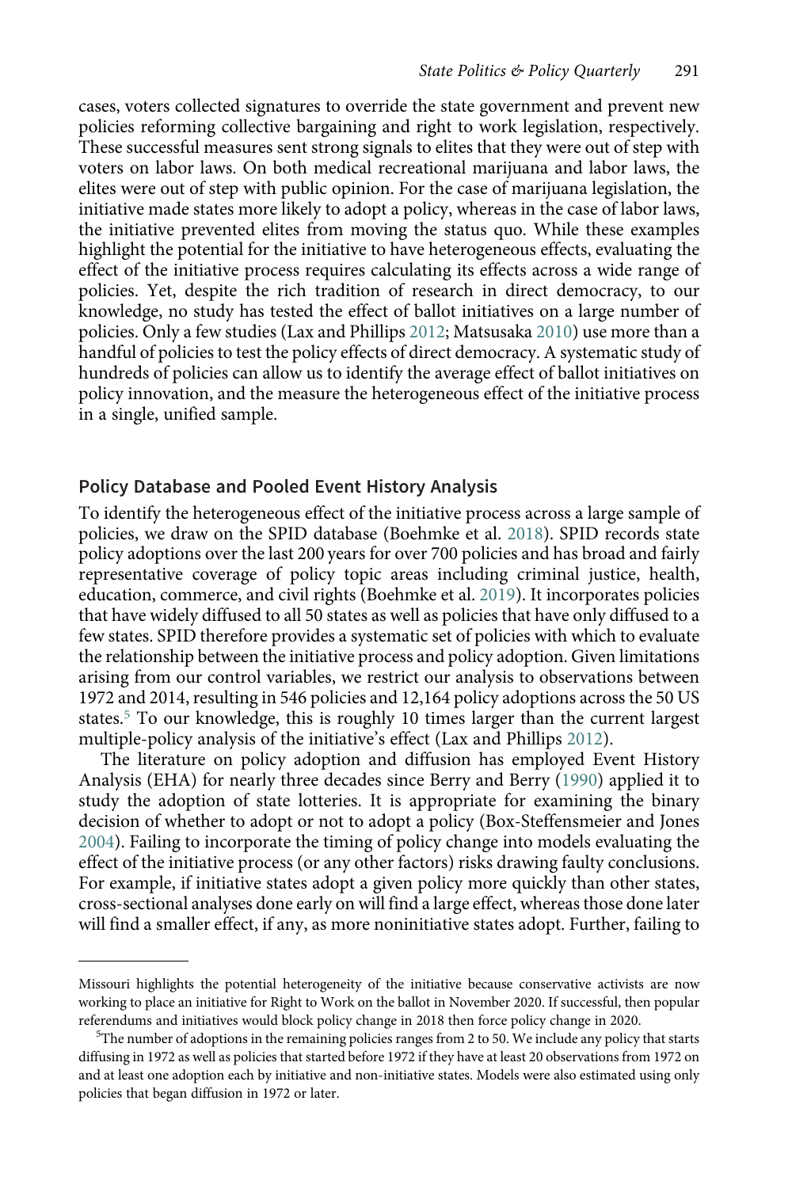cases, voters collected signatures to override the state government and prevent new policies reforming collective bargaining and right to work legislation, respectively. These successful measures sent strong signals to elites that they were out of step with voters on labor laws. On both medical recreational marijuana and labor laws, the elites were out of step with public opinion. For the case of marijuana legislation, the initiative made states more likely to adopt a policy, whereas in the case of labor laws, the initiative prevented elites from moving the status quo. While these examples highlight the potential for the initiative to have heterogeneous effects, evaluating the effect of the initiative process requires calculating its effects across a wide range of policies. Yet, despite the rich tradition of research in direct democracy, to our knowledge, no study has tested the effect of ballot initiatives on a large number of policies. Only a few studies (Lax and Phillips 2012; Matsusaka 2010) use more than a handful of policies to test the policy effects of direct democracy. A systematic study of hundreds of policies can allow us to identify the average effect of ballot initiatives on policy innovation, and the measure the heterogeneous effect of the initiative process in a single, unified sample.

## Policy Database and Pooled Event History Analysis

To identify the heterogeneous effect of the initiative process across a large sample of policies, we draw on the SPID database (Boehmke et al. 2018). SPID records state policy adoptions over the last 200 years for over 700 policies and has broad and fairly representative coverage of policy topic areas including criminal justice, health, education, commerce, and civil rights (Boehmke et al. 2019). It incorporates policies that have widely diffused to all 50 states as well as policies that have only diffused to a few states. SPID therefore provides a systematic set of policies with which to evaluate the relationship between the initiative process and policy adoption. Given limitations arising from our control variables, we restrict our analysis to observations between 1972 and 2014, resulting in 546 policies and 12,164 policy adoptions across the 50 US states.[5] To our knowledge, this is roughly 10 times larger than the current largest multiple-policy analysis of the initiative's effect (Lax and Phillips 2012).

The literature on policy adoption and diffusion has employed Event History Analysis (EHA) for nearly three decades since Berry and Berry (1990) applied it to study the adoption of state lotteries. It is appropriate for examining the binary decision of whether to adopt or not to adopt a policy (Box-Steffensmeier and Jones 2004). Failing to incorporate the timing of policy change into models evaluating the effect of the initiative process (or any other factors) risks drawing faulty conclusions. For example, if initiative states adopt a given policy more quickly than other states, cross-sectional analyses done early on will find a large effect, whereas those done later will find a smaller effect, if any, as more noninitiative states adopt. Further, failing to

---

Missouri highlights the potential heterogeneity of the initiative because conservative activists are now working to place an initiative for Right to Work on the ballot in November 2020. If successful, then popular referendums and initiatives would block policy change in 2018 then force policy change in 2020.

[5]The number of adoptions in the remaining policies ranges from 2 to 50. We include any policy that starts diffusing in 1972 as well as policies that started before 1972 if they have at least 20 observations from 1972 on and at least one adoption each by initiative and non-initiative states. Models were also estimated using only policies that began diffusion in 1972 or later.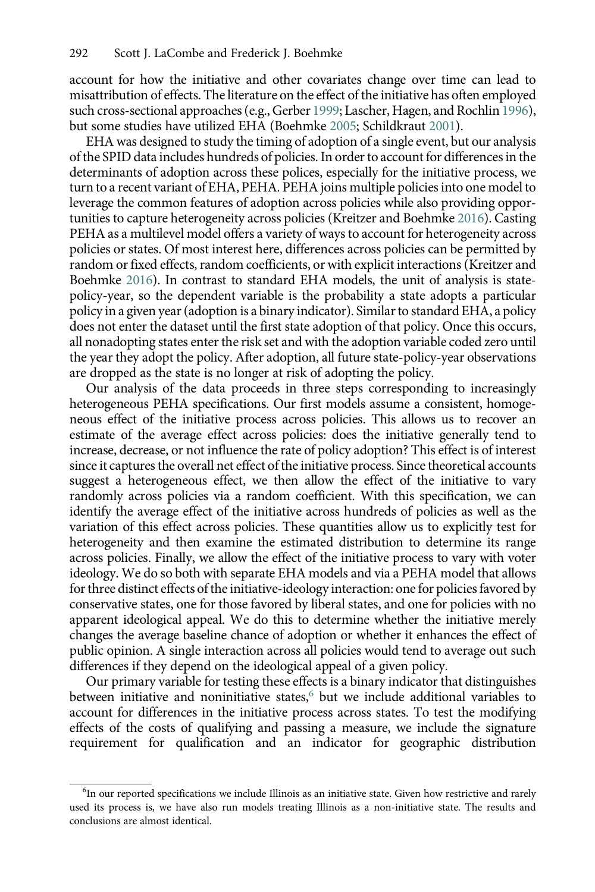account for how the initiative and other covariates change over time can lead to misattribution of effects. The literature on the effect of the initiative has often employed such cross-sectional approaches (e.g., Gerber 1999; Lascher, Hagen, and Rochlin 1996), but some studies have utilized EHA (Boehmke 2005; Schildkraut 2001).

EHA was designed to study the timing of adoption of a single event, but our analysis of the SPID data includes hundreds of policies. In order to account for differences in the determinants of adoption across these polices, especially for the initiative process, we turn to a recent variant of EHA, PEHA. PEHA joins multiple policies into one model to leverage the common features of adoption across policies while also providing opportunities to capture heterogeneity across policies (Kreitzer and Boehmke 2016). Casting PEHA as a multilevel model offers a variety of ways to account for heterogeneity across policies or states. Of most interest here, differences across policies can be permitted by random or fixed effects, random coefficients, or with explicit interactions (Kreitzer and Boehmke 2016). In contrast to standard EHA models, the unit of analysis is state-policy-year, so the dependent variable is the probability a state adopts a particular policy in a given year (adoption is a binary indicator). Similar to standard EHA, a policy does not enter the dataset until the first state adoption of that policy. Once this occurs, all nonadopting states enter the risk set and with the adoption variable coded zero until the year they adopt the policy. After adoption, all future state-policy-year observations are dropped as the state is no longer at risk of adopting the policy.

Our analysis of the data proceeds in three steps corresponding to increasingly heterogeneous PEHA specifications. Our first models assume a consistent, homogeneous effect of the initiative process across policies. This allows us to recover an estimate of the average effect across policies: does the initiative generally tend to increase, decrease, or not influence the rate of policy adoption? This effect is of interest since it captures the overall net effect of the initiative process. Since theoretical accounts suggest a heterogeneous effect, we then allow the effect of the initiative to vary randomly across policies via a random coefficient. With this specification, we can identify the average effect of the initiative across hundreds of policies as well as the variation of this effect across policies. These quantities allow us to explicitly test for heterogeneity and then examine the estimated distribution to determine its range across policies. Finally, we allow the effect of the initiative process to vary with voter ideology. We do so both with separate EHA models and via a PEHA model that allows for three distinct effects of the initiative-ideology interaction: one for policies favored by conservative states, one for those favored by liberal states, and one for policies with no apparent ideological appeal. We do this to determine whether the initiative merely changes the average baseline chance of adoption or whether it enhances the effect of public opinion. A single interaction across all policies would tend to average out such differences if they depend on the ideological appeal of a given policy.

Our primary variable for testing these effects is a binary indicator that distinguishes between initiative and noninitiative states,[6] but we include additional variables to account for differences in the initiative process across states. To test the modifying effects of the costs of qualifying and passing a measure, we include the signature requirement for qualification and an indicator for geographic distribution

[6]In our reported specifications we include Illinois as an initiative state. Given how restrictive and rarely used its process is, we have also run models treating Illinois as a non-initiative state. The results and conclusions are almost identical.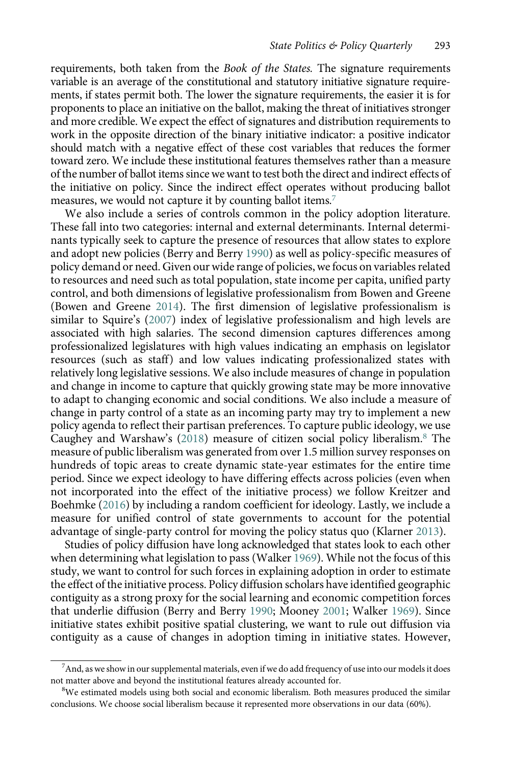requirements, both taken from the *Book of the States.* The signature requirements variable is an average of the constitutional and statutory initiative signature requirements, if states permit both. The lower the signature requirements, the easier it is for proponents to place an initiative on the ballot, making the threat of initiatives stronger and more credible. We expect the effect of signatures and distribution requirements to work in the opposite direction of the binary initiative indicator: a positive indicator should match with a negative effect of these cost variables that reduces the former toward zero. We include these institutional features themselves rather than a measure of the number of ballot items since we want to test both the direct and indirect effects of the initiative on policy. Since the indirect effect operates without producing ballot measures, we would not capture it by counting ballot items.[7]

We also include a series of controls common in the policy adoption literature. These fall into two categories: internal and external determinants. Internal determinants typically seek to capture the presence of resources that allow states to explore and adopt new policies (Berry and Berry 1990) as well as policy-specific measures of policy demand or need. Given our wide range of policies, we focus on variables related to resources and need such as total population, state income per capita, unified party control, and both dimensions of legislative professionalism from Bowen and Greene (Bowen and Greene 2014). The first dimension of legislative professionalism is similar to Squire's (2007) index of legislative professionalism and high levels are associated with high salaries. The second dimension captures differences among professionalized legislatures with high values indicating an emphasis on legislator resources (such as staff) and low values indicating professionalized states with relatively long legislative sessions. We also include measures of change in population and change in income to capture that quickly growing state may be more innovative to adapt to changing economic and social conditions. We also include a measure of change in party control of a state as an incoming party may try to implement a new policy agenda to reflect their partisan preferences. To capture public ideology, we use Caughey and Warshaw's (2018) measure of citizen social policy liberalism.[8] The measure of public liberalism was generated from over 1.5 million survey responses on hundreds of topic areas to create dynamic state-year estimates for the entire time period. Since we expect ideology to have differing effects across policies (even when not incorporated into the effect of the initiative process) we follow Kreitzer and Boehmke (2016) by including a random coefficient for ideology. Lastly, we include a measure for unified control of state governments to account for the potential advantage of single-party control for moving the policy status quo (Klarner 2013).

Studies of policy diffusion have long acknowledged that states look to each other when determining what legislation to pass (Walker 1969). While not the focus of this study, we want to control for such forces in explaining adoption in order to estimate the effect of the initiative process. Policy diffusion scholars have identified geographic contiguity as a strong proxy for the social learning and economic competition forces that underlie diffusion (Berry and Berry 1990; Mooney 2001; Walker 1969). Since initiative states exhibit positive spatial clustering, we want to rule out diffusion via contiguity as a cause of changes in adoption timing in initiative states. However,

[7] And, as we show in our supplemental materials, even if we do add frequency of use into our models it does not matter above and beyond the institutional features already accounted for.

[8] We estimated models using both social and economic liberalism. Both measures produced the similar conclusions. We choose social liberalism because it represented more observations in our data (60%).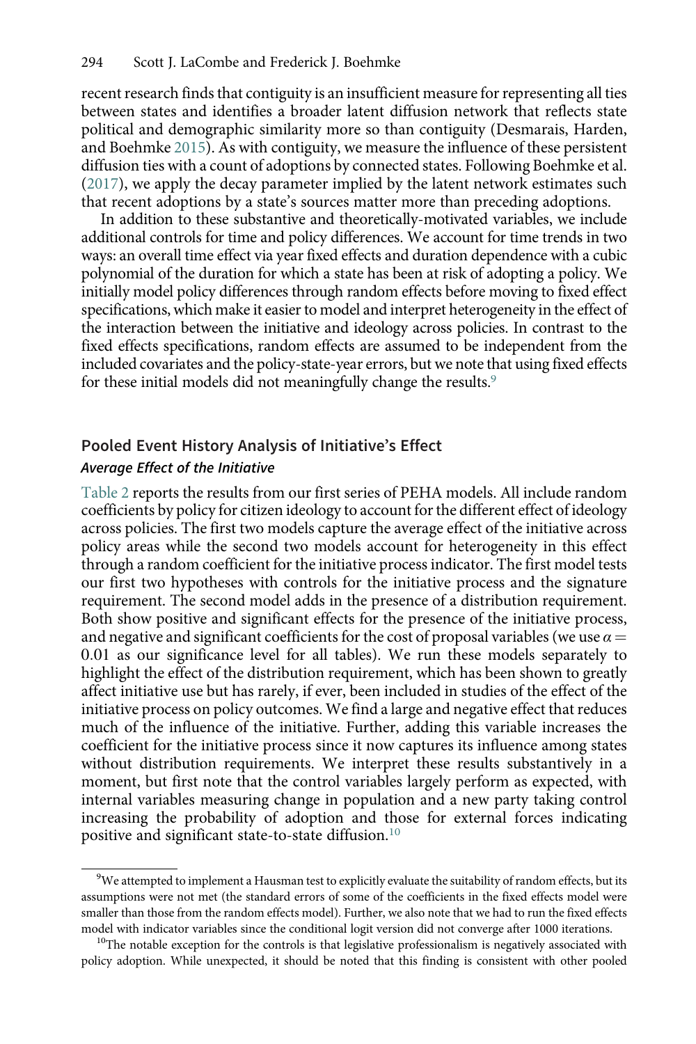recent research finds that contiguity is an insufficient measure for representing all ties between states and identifies a broader latent diffusion network that reflects state political and demographic similarity more so than contiguity (Desmarais, Harden, and Boehmke 2015). As with contiguity, we measure the influence of these persistent diffusion ties with a count of adoptions by connected states. Following Boehmke et al. (2017), we apply the decay parameter implied by the latent network estimates such that recent adoptions by a state's sources matter more than preceding adoptions.

In addition to these substantive and theoretically-motivated variables, we include additional controls for time and policy differences. We account for time trends in two ways: an overall time effect via year fixed effects and duration dependence with a cubic polynomial of the duration for which a state has been at risk of adopting a policy. We initially model policy differences through random effects before moving to fixed effect specifications, which make it easier to model and interpret heterogeneity in the effect of the interaction between the initiative and ideology across policies. In contrast to the fixed effects specifications, random effects are assumed to be independent from the included covariates and the policy-state-year errors, but we note that using fixed effects for these initial models did not meaningfully change the results.[9]

## Pooled Event History Analysis of Initiative's Effect

### *Average Effect of the Initiative*

Table 2 reports the results from our first series of PEHA models. All include random coefficients by policy for citizen ideology to account for the different effect of ideology across policies. The first two models capture the average effect of the initiative across policy areas while the second two models account for heterogeneity in this effect through a random coefficient for the initiative process indicator. The first model tests our first two hypotheses with controls for the initiative process and the signature requirement. The second model adds in the presence of a distribution requirement. Both show positive and significant effects for the presence of the initiative process, and negative and significant coefficients for the cost of proposal variables (we use $\alpha = 0.01$ as our significance level for all tables). We run these models separately to highlight the effect of the distribution requirement, which has been shown to greatly affect initiative use but has rarely, if ever, been included in studies of the effect of the initiative process on policy outcomes. We find a large and negative effect that reduces much of the influence of the initiative. Further, adding this variable increases the coefficient for the initiative process since it now captures its influence among states without distribution requirements. We interpret these results substantively in a moment, but first note that the control variables largely perform as expected, with internal variables measuring change in population and a new party taking control increasing the probability of adoption and those for external forces indicating positive and significant state-to-state diffusion.[10]

[9]We attempted to implement a Hausman test to explicitly evaluate the suitability of random effects, but its assumptions were not met (the standard errors of some of the coefficients in the fixed effects model were smaller than those from the random effects model). Further, we also note that we had to run the fixed effects model with indicator variables since the conditional logit version did not converge after 1000 iterations.

[10]The notable exception for the controls is that legislative professionalism is negatively associated with policy adoption. While unexpected, it should be noted that this finding is consistent with other pooled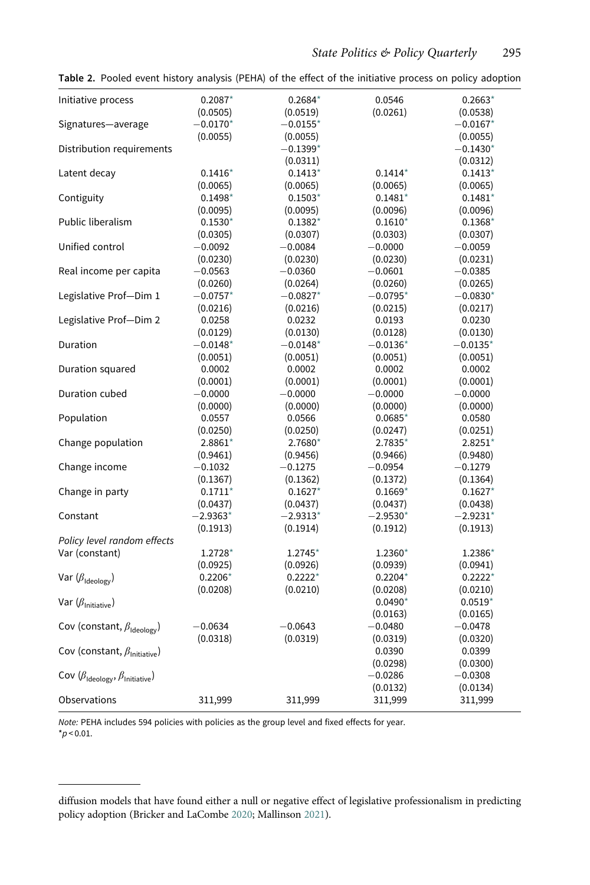**Table 2.** Pooled event history analysis (PEHA) of the effect of the initiative process on policy adoption

| | | | | |
|---|---|---|---|---|
| Initiative process | 0.2087* | 0.2684* | 0.0546 | 0.2663* |
| | (0.0505) | (0.0519) | (0.0261) | (0.0538) |
| Signatures—average | −0.0170* | −0.0155* | | −0.0167* |
| | (0.0055) | (0.0055) | | (0.0055) |
| Distribution requirements | | −0.1399* | | −0.1430* |
| | | (0.0311) | | (0.0312) |
| Latent decay | 0.1416* | 0.1413* | 0.1414* | 0.1413* |
| | (0.0065) | (0.0065) | (0.0065) | (0.0065) |
| Contiguity | 0.1498* | 0.1503* | 0.1481* | 0.1481* |
| | (0.0095) | (0.0095) | (0.0096) | (0.0096) |
| Public liberalism | 0.1530* | 0.1382* | 0.1610* | 0.1368* |
| | (0.0305) | (0.0307) | (0.0303) | (0.0307) |
| Unified control | −0.0092 | −0.0084 | −0.0000 | −0.0059 |
| | (0.0230) | (0.0230) | (0.0230) | (0.0231) |
| Real income per capita | −0.0563 | −0.0360 | −0.0601 | −0.0385 |
| | (0.0260) | (0.0264) | (0.0260) | (0.0265) |
| Legislative Prof—Dim 1 | −0.0757* | −0.0827* | −0.0795* | −0.0830* |
| | (0.0216) | (0.0216) | (0.0215) | (0.0217) |
| Legislative Prof—Dim 2 | 0.0258 | 0.0232 | 0.0193 | 0.0230 |
| | (0.0129) | (0.0130) | (0.0128) | (0.0130) |
| Duration | −0.0148* | −0.0148* | −0.0136* | −0.0135* |
| | (0.0051) | (0.0051) | (0.0051) | (0.0051) |
| Duration squared | 0.0002 | 0.0002 | 0.0002 | 0.0002 |
| | (0.0001) | (0.0001) | (0.0001) | (0.0001) |
| Duration cubed | −0.0000 | −0.0000 | −0.0000 | −0.0000 |
| | (0.0000) | (0.0000) | (0.0000) | (0.0000) |
| Population | 0.0557 | 0.0566 | 0.0685* | 0.0580 |
| | (0.0250) | (0.0250) | (0.0247) | (0.0251) |
| Change population | 2.8861* | 2.7680* | 2.7835* | 2.8251* |
| | (0.9461) | (0.9456) | (0.9466) | (0.9480) |
| Change income | −0.1032 | −0.1275 | −0.0954 | −0.1279 |
| | (0.1367) | (0.1362) | (0.1372) | (0.1364) |
| Change in party | 0.1711* | 0.1627* | 0.1669* | 0.1627* |
| | (0.0437) | (0.0437) | (0.0437) | (0.0438) |
| Constant | −2.9363* | −2.9313* | −2.9530* | −2.9231* |
| | (0.1913) | (0.1914) | (0.1912) | (0.1913) |
| *Policy level random effects* | | | | |
| Var (constant) | 1.2728* | 1.2745* | 1.2360* | 1.2386* |
| | (0.0925) | (0.0926) | (0.0939) | (0.0941) |
| Var ($\beta_{\text{Ideology}}$) | 0.2206* | 0.2222* | 0.2204* | 0.2222* |
| | (0.0208) | (0.0210) | (0.0208) | (0.0210) |
| Var ($\beta_{\text{Initiative}}$) | | | 0.0490* | 0.0519* |
| | | | (0.0163) | (0.0165) |
| Cov (constant, $\beta_{\text{Ideology}}$) | −0.0634 | −0.0643 | −0.0480 | −0.0478 |
| | (0.0318) | (0.0319) | (0.0319) | (0.0320) |
| Cov (constant, $\beta_{\text{Initiative}}$) | | | 0.0390 | 0.0399 |
| | | | (0.0298) | (0.0300) |
| Cov ($\beta_{\text{Ideology}}$, $\beta_{\text{Initiative}}$) | | | −0.0286 | −0.0308 |
| | | | (0.0132) | (0.0134) |
| Observations | 311,999 | 311,999 | 311,999 | 311,999 |

*Note:* PEHA includes 594 policies with policies as the group level and fixed effects for year.
*$p < 0.01$.

diffusion models that have found either a null or negative effect of legislative professionalism in predicting policy adoption (Bricker and LaCombe 2020; Mallinson 2021).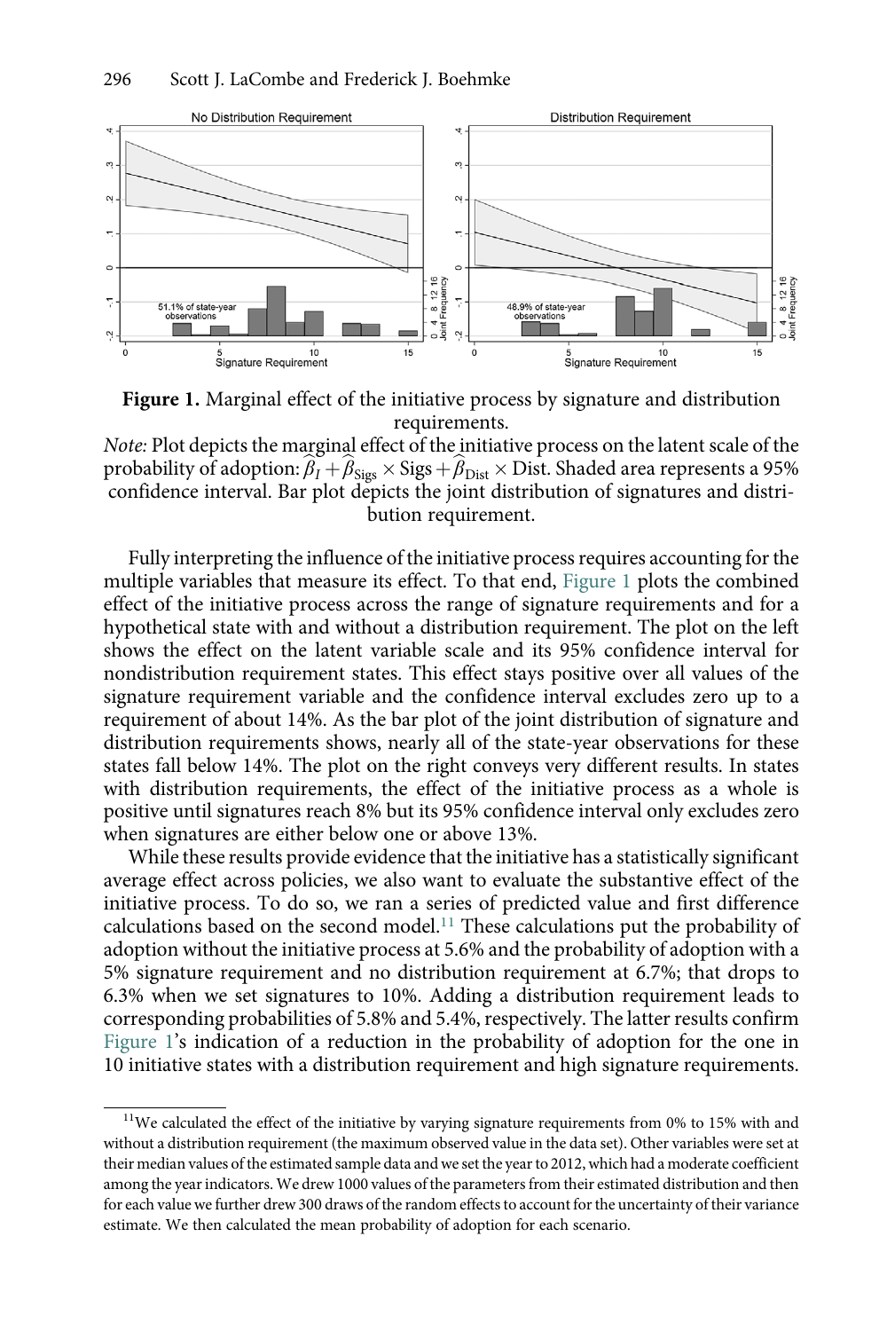**Figure 1.** Marginal effect of the initiative process by signature and distribution requirements.

*Note:* Plot depicts the marginal effect of the initiative process on the latent scale of the probability of adoption: $\widehat{\beta}_I + \widehat{\beta}_{\text{Sigs}} \times \text{Sigs} + \widehat{\beta}_{\text{Dist}} \times \text{Dist}$. Shaded area represents a 95% confidence interval. Bar plot depicts the joint distribution of signatures and distribution requirement.

Fully interpreting the influence of the initiative process requires accounting for the multiple variables that measure its effect. To that end, Figure 1 plots the combined effect of the initiative process across the range of signature requirements and for a hypothetical state with and without a distribution requirement. The plot on the left shows the effect on the latent variable scale and its 95% confidence interval for nondistribution requirement states. This effect stays positive over all values of the signature requirement variable and the confidence interval excludes zero up to a requirement of about 14%. As the bar plot of the joint distribution of signature and distribution requirements shows, nearly all of the state-year observations for these states fall below 14%. The plot on the right conveys very different results. In states with distribution requirements, the effect of the initiative process as a whole is positive until signatures reach 8% but its 95% confidence interval only excludes zero when signatures are either below one or above 13%.

While these results provide evidence that the initiative has a statistically significant average effect across policies, we also want to evaluate the substantive effect of the initiative process. To do so, we ran a series of predicted value and first difference calculations based on the second model.[11] These calculations put the probability of adoption without the initiative process at 5.6% and the probability of adoption with a 5% signature requirement and no distribution requirement at 6.7%; that drops to 6.3% when we set signatures to 10%. Adding a distribution requirement leads to corresponding probabilities of 5.8% and 5.4%, respectively. The latter results confirm Figure 1's indication of a reduction in the probability of adoption for the one in 10 initiative states with a distribution requirement and high signature requirements.

[11] We calculated the effect of the initiative by varying signature requirements from 0% to 15% with and without a distribution requirement (the maximum observed value in the data set). Other variables were set at their median values of the estimated sample data and we set the year to 2012, which had a moderate coefficient among the year indicators. We drew 1000 values of the parameters from their estimated distribution and then for each value we further drew 300 draws of the random effects to account for the uncertainty of their variance estimate. We then calculated the mean probability of adoption for each scenario.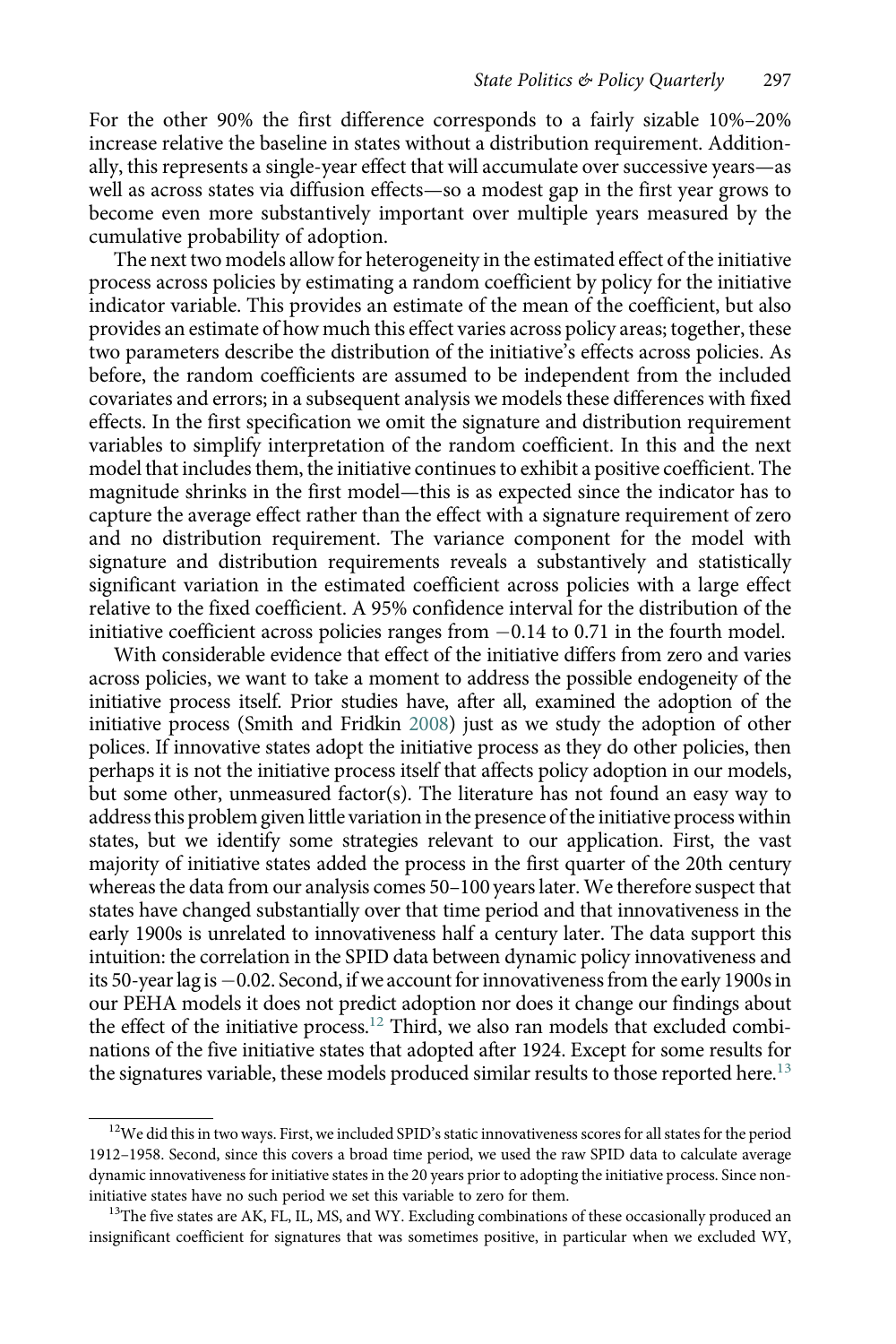For the other 90% the first difference corresponds to a fairly sizable 10%–20% increase relative the baseline in states without a distribution requirement. Additionally, this represents a single-year effect that will accumulate over successive years—as well as across states via diffusion effects—so a modest gap in the first year grows to become even more substantively important over multiple years measured by the cumulative probability of adoption.

The next two models allow for heterogeneity in the estimated effect of the initiative process across policies by estimating a random coefficient by policy for the initiative indicator variable. This provides an estimate of the mean of the coefficient, but also provides an estimate of how much this effect varies across policy areas; together, these two parameters describe the distribution of the initiative's effects across policies. As before, the random coefficients are assumed to be independent from the included covariates and errors; in a subsequent analysis we models these differences with fixed effects. In the first specification we omit the signature and distribution requirement variables to simplify interpretation of the random coefficient. In this and the next model that includes them, the initiative continues to exhibit a positive coefficient. The magnitude shrinks in the first model—this is as expected since the indicator has to capture the average effect rather than the effect with a signature requirement of zero and no distribution requirement. The variance component for the model with signature and distribution requirements reveals a substantively and statistically significant variation in the estimated coefficient across policies with a large effect relative to the fixed coefficient. A 95% confidence interval for the distribution of the initiative coefficient across policies ranges from −0.14 to 0.71 in the fourth model.

With considerable evidence that effect of the initiative differs from zero and varies across policies, we want to take a moment to address the possible endogeneity of the initiative process itself. Prior studies have, after all, examined the adoption of the initiative process (Smith and Fridkin 2008) just as we study the adoption of other polices. If innovative states adopt the initiative process as they do other policies, then perhaps it is not the initiative process itself that affects policy adoption in our models, but some other, unmeasured factor(s). The literature has not found an easy way to address this problem given little variation in the presence of the initiative process within states, but we identify some strategies relevant to our application. First, the vast majority of initiative states added the process in the first quarter of the 20th century whereas the data from our analysis comes 50–100 years later. We therefore suspect that states have changed substantially over that time period and that innovativeness in the early 1900s is unrelated to innovativeness half a century later. The data support this intuition: the correlation in the SPID data between dynamic policy innovativeness and its 50-year lag is −0.02. Second, if we account for innovativeness from the early 1900s in our PEHA models it does not predict adoption nor does it change our findings about the effect of the initiative process.[12] Third, we also ran models that excluded combinations of the five initiative states that adopted after 1924. Except for some results for the signatures variable, these models produced similar results to those reported here.[13]

[12]We did this in two ways. First, we included SPID's static innovativeness scores for all states for the period 1912–1958. Second, since this covers a broad time period, we used the raw SPID data to calculate average dynamic innovativeness for initiative states in the 20 years prior to adopting the initiative process. Since non-initiative states have no such period we set this variable to zero for them.

[13]The five states are AK, FL, IL, MS, and WY. Excluding combinations of these occasionally produced an insignificant coefficient for signatures that was sometimes positive, in particular when we excluded WY,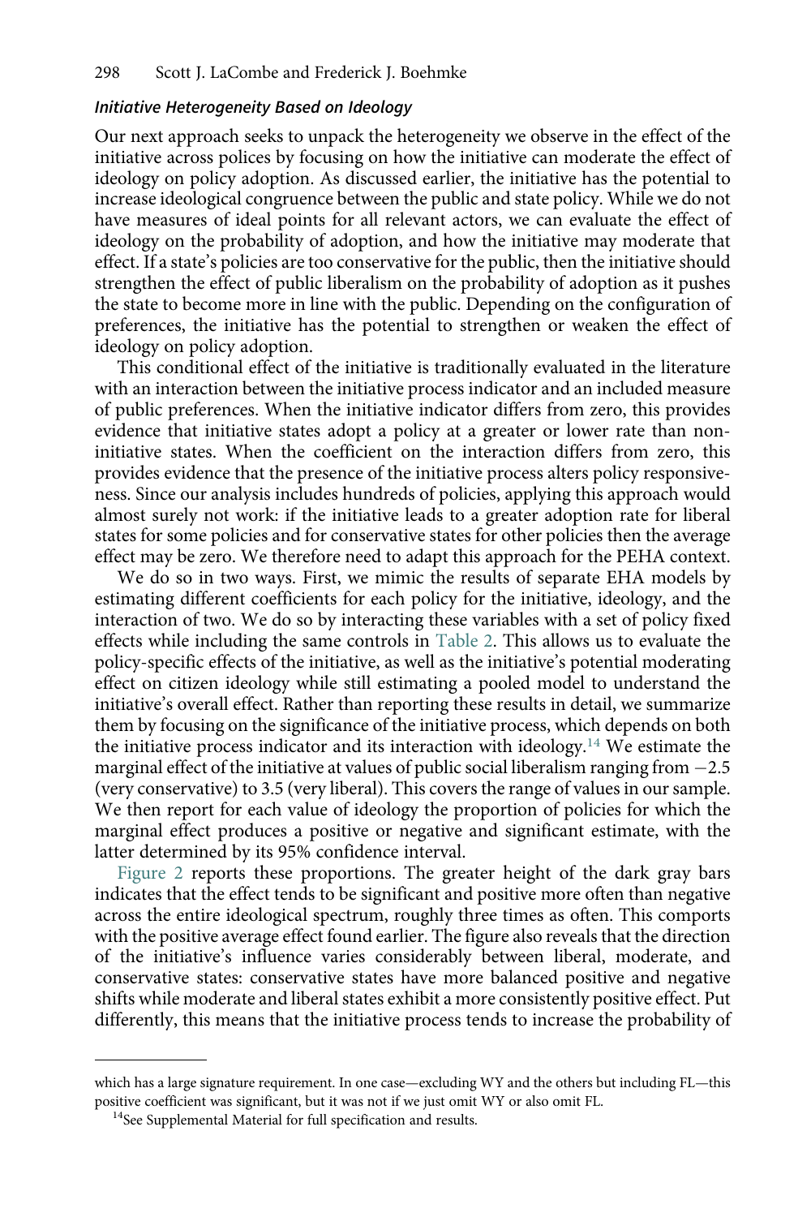### *Initiative Heterogeneity Based on Ideology*

Our next approach seeks to unpack the heterogeneity we observe in the effect of the initiative across polices by focusing on how the initiative can moderate the effect of ideology on policy adoption. As discussed earlier, the initiative has the potential to increase ideological congruence between the public and state policy. While we do not have measures of ideal points for all relevant actors, we can evaluate the effect of ideology on the probability of adoption, and how the initiative may moderate that effect. If a state's policies are too conservative for the public, then the initiative should strengthen the effect of public liberalism on the probability of adoption as it pushes the state to become more in line with the public. Depending on the configuration of preferences, the initiative has the potential to strengthen or weaken the effect of ideology on policy adoption.

This conditional effect of the initiative is traditionally evaluated in the literature with an interaction between the initiative process indicator and an included measure of public preferences. When the initiative indicator differs from zero, this provides evidence that initiative states adopt a policy at a greater or lower rate than non-initiative states. When the coefficient on the interaction differs from zero, this provides evidence that the presence of the initiative process alters policy responsiveness. Since our analysis includes hundreds of policies, applying this approach would almost surely not work: if the initiative leads to a greater adoption rate for liberal states for some policies and for conservative states for other policies then the average effect may be zero. We therefore need to adapt this approach for the PEHA context.

We do so in two ways. First, we mimic the results of separate EHA models by estimating different coefficients for each policy for the initiative, ideology, and the interaction of two. We do so by interacting these variables with a set of policy fixed effects while including the same controls in Table 2. This allows us to evaluate the policy-specific effects of the initiative, as well as the initiative's potential moderating effect on citizen ideology while still estimating a pooled model to understand the initiative's overall effect. Rather than reporting these results in detail, we summarize them by focusing on the significance of the initiative process, which depends on both the initiative process indicator and its interaction with ideology.[14] We estimate the marginal effect of the initiative at values of public social liberalism ranging from −2.5 (very conservative) to 3.5 (very liberal). This covers the range of values in our sample. We then report for each value of ideology the proportion of policies for which the marginal effect produces a positive or negative and significant estimate, with the latter determined by its 95% confidence interval.

Figure 2 reports these proportions. The greater height of the dark gray bars indicates that the effect tends to be significant and positive more often than negative across the entire ideological spectrum, roughly three times as often. This comports with the positive average effect found earlier. The figure also reveals that the direction of the initiative's influence varies considerably between liberal, moderate, and conservative states: conservative states have more balanced positive and negative shifts while moderate and liberal states exhibit a more consistently positive effect. Put differently, this means that the initiative process tends to increase the probability of

---

which has a large signature requirement. In one case—excluding WY and the others but including FL—this positive coefficient was significant, but it was not if we just omit WY or also omit FL.

[14]See Supplemental Material for full specification and results.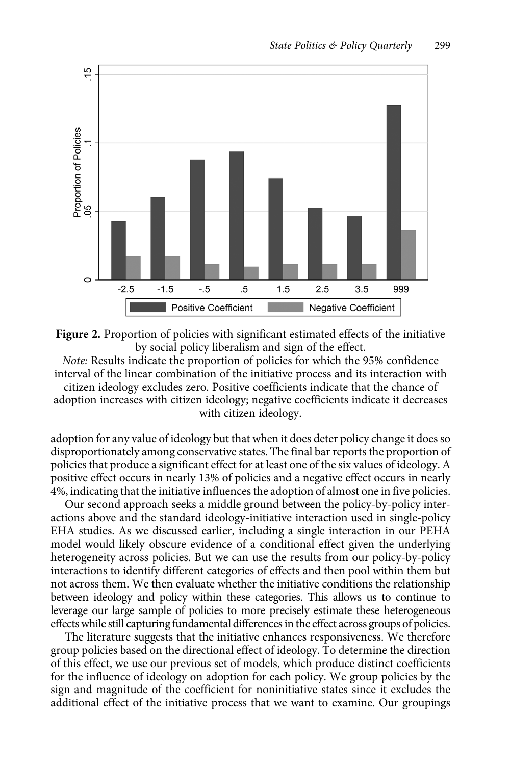**Figure 2.** Proportion of policies with significant estimated effects of the initiative by social policy liberalism and sign of the effect.

*Note:* Results indicate the proportion of policies for which the 95% confidence interval of the linear combination of the initiative process and its interaction with citizen ideology excludes zero. Positive coefficients indicate that the chance of adoption increases with citizen ideology; negative coefficients indicate it decreases with citizen ideology.

adoption for any value of ideology but that when it does deter policy change it does so disproportionately among conservative states. The final bar reports the proportion of policies that produce a significant effect for at least one of the six values of ideology. A positive effect occurs in nearly 13% of policies and a negative effect occurs in nearly 4%, indicating that the initiative influences the adoption of almost one in five policies.

Our second approach seeks a middle ground between the policy-by-policy interactions above and the standard ideology-initiative interaction used in single-policy EHA studies. As we discussed earlier, including a single interaction in our PEHA model would likely obscure evidence of a conditional effect given the underlying heterogeneity across policies. But we can use the results from our policy-by-policy interactions to identify different categories of effects and then pool within them but not across them. We then evaluate whether the initiative conditions the relationship between ideology and policy within these categories. This allows us to continue to leverage our large sample of policies to more precisely estimate these heterogeneous effects while still capturing fundamental differences in the effect across groups of policies.

The literature suggests that the initiative enhances responsiveness. We therefore group policies based on the directional effect of ideology. To determine the direction of this effect, we use our previous set of models, which produce distinct coefficients for the influence of ideology on adoption for each policy. We group policies by the sign and magnitude of the coefficient for noninitiative states since it excludes the additional effect of the initiative process that we want to examine. Our groupings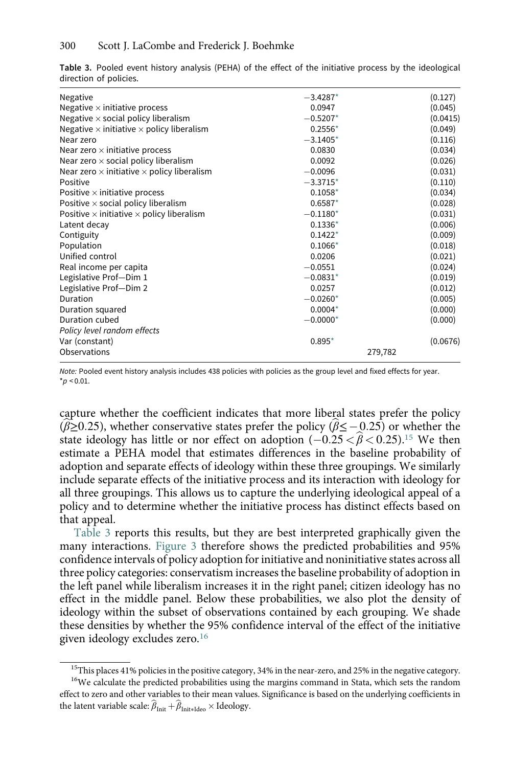**Table 3.** Pooled event history analysis (PEHA) of the effect of the initiative process by the ideological direction of policies.

| | | |
|---|---|---|
| Negative | −3.4287* | (0.127) |
| Negative × initiative process | 0.0947 | (0.045) |
| Negative × social policy liberalism | −0.5207* | (0.0415) |
| Negative × initiative × policy liberalism | 0.2556* | (0.049) |
| Near zero | −3.1405* | (0.116) |
| Near zero × initiative process | 0.0830 | (0.034) |
| Near zero × social policy liberalism | 0.0092 | (0.026) |
| Near zero × initiative × policy liberalism | −0.0096 | (0.031) |
| Positive | −3.3715* | (0.110) |
| Positive × initiative process | 0.1058* | (0.034) |
| Positive × social policy liberalism | 0.6587* | (0.028) |
| Positive × initiative × policy liberalism | −0.1180* | (0.031) |
| Latent decay | 0.1336* | (0.006) |
| Contiguity | 0.1422* | (0.009) |
| Population | 0.1066* | (0.018) |
| Unified control | 0.0206 | (0.021) |
| Real income per capita | −0.0551 | (0.024) |
| Legislative Prof—Dim 1 | −0.0831* | (0.019) |
| Legislative Prof—Dim 2 | 0.0257 | (0.012) |
| Duration | −0.0260* | (0.005) |
| Duration squared | 0.0004* | (0.000) |
| Duration cubed | −0.0000* | (0.000) |
| *Policy level random effects* | | |
| Var (constant) | 0.895* | (0.0676) |
| Observations | 279,782 | |

*Note:* Pooled event history analysis includes 438 policies with policies as the group level and fixed effects for year.
*$p < 0.01$.

capture whether the coefficient indicates that more liberal states prefer the policy ($\widehat{\beta} \geq 0.25$), whether conservative states prefer the policy ($\widehat{\beta} \leq -0.25$) or whether the state ideology has little or nor effect on adoption ($-0.25 < \widehat{\beta} < 0.25$).[15] We then estimate a PEHA model that estimates differences in the baseline probability of adoption and separate effects of ideology within these three groupings. We similarly include separate effects of the initiative process and its interaction with ideology for all three groupings. This allows us to capture the underlying ideological appeal of a policy and to determine whether the initiative process has distinct effects based on that appeal.

Table 3 reports this results, but they are best interpreted graphically given the many interactions. Figure 3 therefore shows the predicted probabilities and 95% confidence intervals of policy adoption for initiative and noninitiative states across all three policy categories: conservatism increases the baseline probability of adoption in the left panel while liberalism increases it in the right panel; citizen ideology has no effect in the middle panel. Below these probabilities, we also plot the density of ideology within the subset of observations contained by each grouping. We shade these densities by whether the 95% confidence interval of the effect of the initiative given ideology excludes zero.[16]

[15]This places 41% policies in the positive category, 34% in the near-zero, and 25% in the negative category.

[16]We calculate the predicted probabilities using the margins command in Stata, which sets the random effect to zero and other variables to their mean values. Significance is based on the underlying coefficients in the latent variable scale: $\widehat{\beta}_{\text{Init}} + \widehat{\beta}_{\text{Init*Ideo}} \times \text{Ideology}$.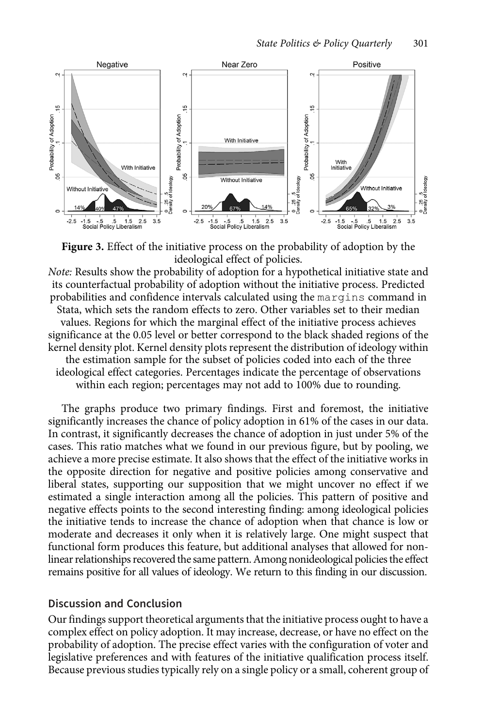**Figure 3.** Effect of the initiative process on the probability of adoption by the ideological effect of policies.

*Note:* Results show the probability of adoption for a hypothetical initiative state and its counterfactual probability of adoption without the initiative process. Predicted probabilities and confidence intervals calculated using the `margins` command in Stata, which sets the random effects to zero. Other variables set to their median values. Regions for which the marginal effect of the initiative process achieves significance at the 0.05 level or better correspond to the black shaded regions of the kernel density plot. Kernel density plots represent the distribution of ideology within the estimation sample for the subset of policies coded into each of the three ideological effect categories. Percentages indicate the percentage of observations within each region; percentages may not add to 100% due to rounding.

The graphs produce two primary findings. First and foremost, the initiative significantly increases the chance of policy adoption in 61% of the cases in our data. In contrast, it significantly decreases the chance of adoption in just under 5% of the cases. This ratio matches what we found in our previous figure, but by pooling, we achieve a more precise estimate. It also shows that the effect of the initiative works in the opposite direction for negative and positive policies among conservative and liberal states, supporting our supposition that we might uncover no effect if we estimated a single interaction among all the policies. This pattern of positive and negative effects points to the second interesting finding: among ideological policies the initiative tends to increase the chance of adoption when that chance is low or moderate and decreases it only when it is relatively large. One might suspect that functional form produces this feature, but additional analyses that allowed for nonlinear relationships recovered the same pattern. Among nonideological policies the effect remains positive for all values of ideology. We return to this finding in our discussion.

## Discussion and Conclusion

Our findings support theoretical arguments that the initiative process ought to have a complex effect on policy adoption. It may increase, decrease, or have no effect on the probability of adoption. The precise effect varies with the configuration of voter and legislative preferences and with features of the initiative qualification process itself. Because previous studies typically rely on a single policy or a small, coherent group of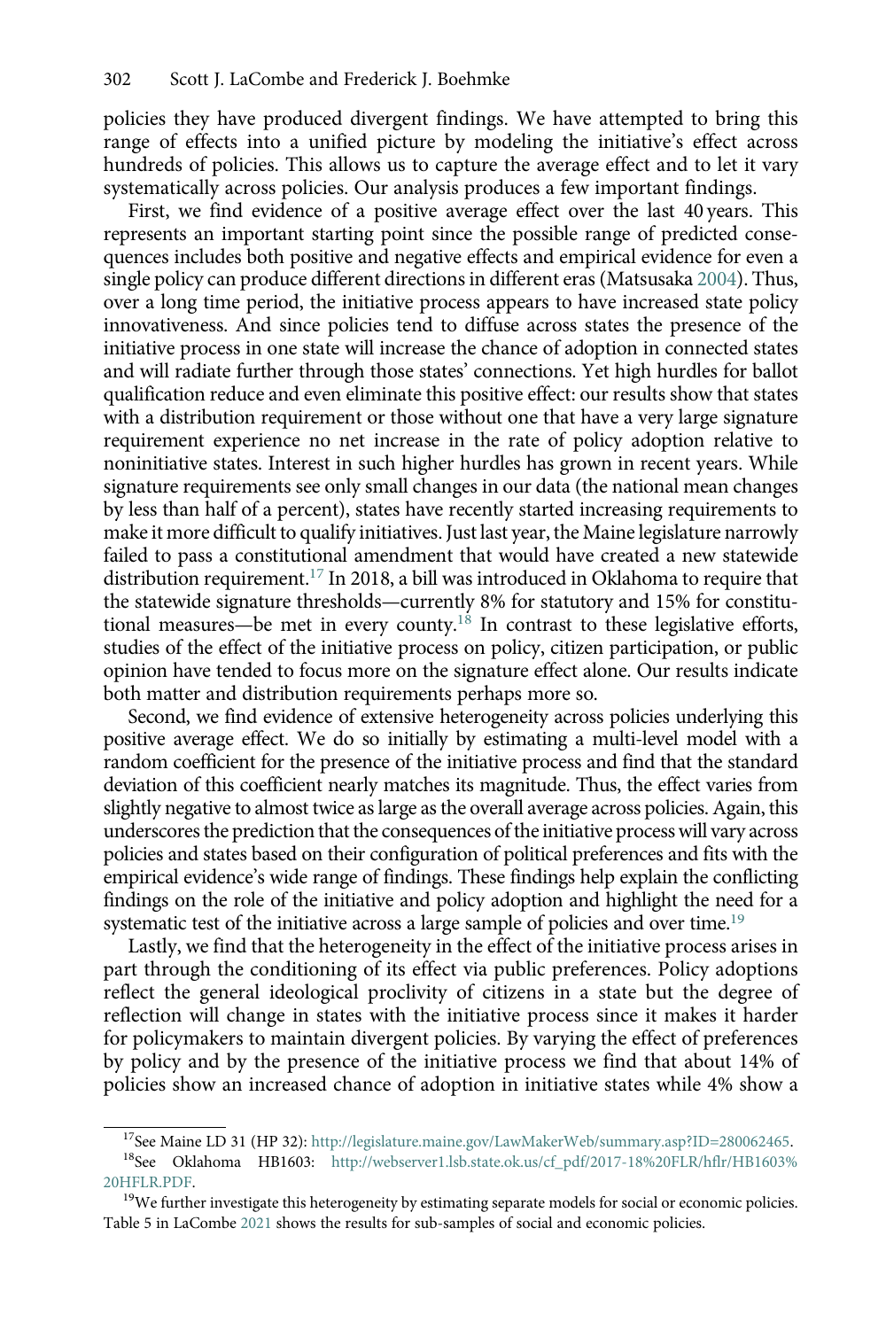policies they have produced divergent findings. We have attempted to bring this range of effects into a unified picture by modeling the initiative's effect across hundreds of policies. This allows us to capture the average effect and to let it vary systematically across policies. Our analysis produces a few important findings.

First, we find evidence of a positive average effect over the last 40 years. This represents an important starting point since the possible range of predicted consequences includes both positive and negative effects and empirical evidence for even a single policy can produce different directions in different eras (Matsusaka 2004). Thus, over a long time period, the initiative process appears to have increased state policy innovativeness. And since policies tend to diffuse across states the presence of the initiative process in one state will increase the chance of adoption in connected states and will radiate further through those states' connections. Yet high hurdles for ballot qualification reduce and even eliminate this positive effect: our results show that states with a distribution requirement or those without one that have a very large signature requirement experience no net increase in the rate of policy adoption relative to noninitiative states. Interest in such higher hurdles has grown in recent years. While signature requirements see only small changes in our data (the national mean changes by less than half of a percent), states have recently started increasing requirements to make it more difficult to qualify initiatives. Just last year, the Maine legislature narrowly failed to pass a constitutional amendment that would have created a new statewide distribution requirement.[17] In 2018, a bill was introduced in Oklahoma to require that the statewide signature thresholds—currently 8% for statutory and 15% for constitutional measures—be met in every county.[18] In contrast to these legislative efforts, studies of the effect of the initiative process on policy, citizen participation, or public opinion have tended to focus more on the signature effect alone. Our results indicate both matter and distribution requirements perhaps more so.

Second, we find evidence of extensive heterogeneity across policies underlying this positive average effect. We do so initially by estimating a multi-level model with a random coefficient for the presence of the initiative process and find that the standard deviation of this coefficient nearly matches its magnitude. Thus, the effect varies from slightly negative to almost twice as large as the overall average across policies. Again, this underscores the prediction that the consequences of the initiative process will vary across policies and states based on their configuration of political preferences and fits with the empirical evidence's wide range of findings. These findings help explain the conflicting findings on the role of the initiative and policy adoption and highlight the need for a systematic test of the initiative across a large sample of policies and over time.[19]

Lastly, we find that the heterogeneity in the effect of the initiative process arises in part through the conditioning of its effect via public preferences. Policy adoptions reflect the general ideological proclivity of citizens in a state but the degree of reflection will change in states with the initiative process since it makes it harder for policymakers to maintain divergent policies. By varying the effect of preferences by policy and by the presence of the initiative process we find that about 14% of policies show an increased chance of adoption in initiative states while 4% show a

---

[17] See Maine LD 31 (HP 32): http://legislature.maine.gov/LawMakerWeb/summary.asp?ID=280062465.

[18] See Oklahoma HB1603: http://webserver1.lsb.state.ok.us/cf_pdf/2017-18%20FLR/hflr/HB1603%20HFLR.PDF.

[19] We further investigate this heterogeneity by estimating separate models for social or economic policies. Table 5 in LaCombe 2021 shows the results for sub-samples of social and economic policies.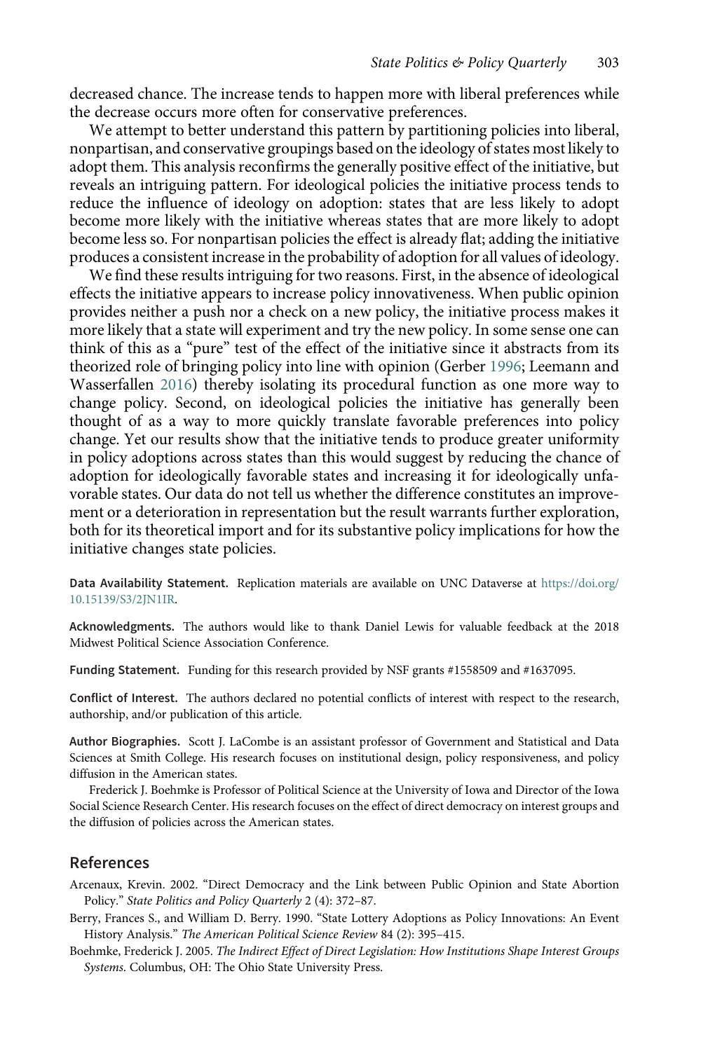decreased chance. The increase tends to happen more with liberal preferences while the decrease occurs more often for conservative preferences.

We attempt to better understand this pattern by partitioning policies into liberal, nonpartisan, and conservative groupings based on the ideology of states most likely to adopt them. This analysis reconfirms the generally positive effect of the initiative, but reveals an intriguing pattern. For ideological policies the initiative process tends to reduce the influence of ideology on adoption: states that are less likely to adopt become more likely with the initiative whereas states that are more likely to adopt become less so. For nonpartisan policies the effect is already flat; adding the initiative produces a consistent increase in the probability of adoption for all values of ideology.

We find these results intriguing for two reasons. First, in the absence of ideological effects the initiative appears to increase policy innovativeness. When public opinion provides neither a push nor a check on a new policy, the initiative process makes it more likely that a state will experiment and try the new policy. In some sense one can think of this as a "pure" test of the effect of the initiative since it abstracts from its theorized role of bringing policy into line with opinion (Gerber 1996; Leemann and Wasserfallen 2016) thereby isolating its procedural function as one more way to change policy. Second, on ideological policies the initiative has generally been thought of as a way to more quickly translate favorable preferences into policy change. Yet our results show that the initiative tends to produce greater uniformity in policy adoptions across states than this would suggest by reducing the chance of adoption for ideologically favorable states and increasing it for ideologically unfavorable states. Our data do not tell us whether the difference constitutes an improvement or a deterioration in representation but the result warrants further exploration, both for its theoretical import and for its substantive policy implications for how the initiative changes state policies.

**Data Availability Statement.** Replication materials are available on UNC Dataverse at https://doi.org/10.15139/S3/2JN1IR.

**Acknowledgments.** The authors would like to thank Daniel Lewis for valuable feedback at the 2018 Midwest Political Science Association Conference.

**Funding Statement.** Funding for this research provided by NSF grants #1558509 and #1637095.

**Conflict of Interest.** The authors declared no potential conflicts of interest with respect to the research, authorship, and/or publication of this article.

**Author Biographies.** Scott J. LaCombe is an assistant professor of Government and Statistical and Data Sciences at Smith College. His research focuses on institutional design, policy responsiveness, and policy diffusion in the American states.

Frederick J. Boehmke is Professor of Political Science at the University of Iowa and Director of the Iowa Social Science Research Center. His research focuses on the effect of direct democracy on interest groups and the diffusion of policies across the American states.

## References

Arcenaux, Krevin. 2002. "Direct Democracy and the Link between Public Opinion and State Abortion Policy." *State Politics and Policy Quarterly* 2 (4): 372–87.

Berry, Frances S., and William D. Berry. 1990. "State Lottery Adoptions as Policy Innovations: An Event History Analysis." *The American Political Science Review* 84 (2): 395–415.

Boehmke, Frederick J. 2005. *The Indirect Effect of Direct Legislation: How Institutions Shape Interest Groups Systems*. Columbus, OH: The Ohio State University Press.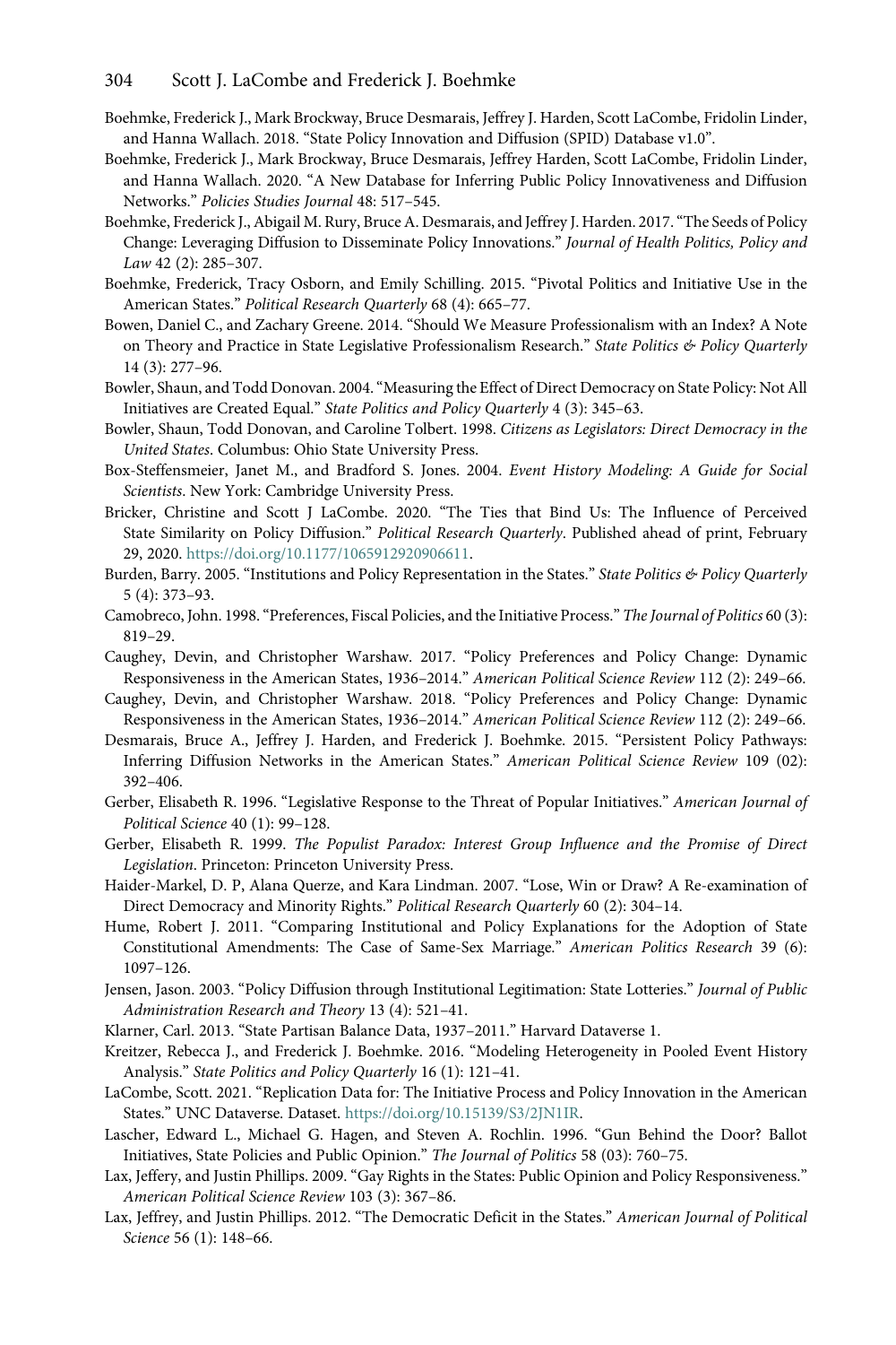Boehmke, Frederick J., Mark Brockway, Bruce Desmarais, Jeffrey J. Harden, Scott LaCombe, Fridolin Linder, and Hanna Wallach. 2018. "State Policy Innovation and Diffusion (SPID) Database v1.0".

Boehmke, Frederick J., Mark Brockway, Bruce Desmarais, Jeffrey Harden, Scott LaCombe, Fridolin Linder, and Hanna Wallach. 2020. "A New Database for Inferring Public Policy Innovativeness and Diffusion Networks." *Policies Studies Journal* 48: 517–545.

Boehmke, Frederick J., Abigail M. Rury, Bruce A. Desmarais, and Jeffrey J. Harden. 2017. "The Seeds of Policy Change: Leveraging Diffusion to Disseminate Policy Innovations." *Journal of Health Politics, Policy and Law* 42 (2): 285–307.

Boehmke, Frederick, Tracy Osborn, and Emily Schilling. 2015. "Pivotal Politics and Initiative Use in the American States." *Political Research Quarterly* 68 (4): 665–77.

Bowen, Daniel C., and Zachary Greene. 2014. "Should We Measure Professionalism with an Index? A Note on Theory and Practice in State Legislative Professionalism Research." *State Politics & Policy Quarterly* 14 (3): 277–96.

Bowler, Shaun, and Todd Donovan. 2004. "Measuring the Effect of Direct Democracy on State Policy: Not All Initiatives are Created Equal." *State Politics and Policy Quarterly* 4 (3): 345–63.

Bowler, Shaun, Todd Donovan, and Caroline Tolbert. 1998. *Citizens as Legislators: Direct Democracy in the United States*. Columbus: Ohio State University Press.

Box-Steffensmeier, Janet M., and Bradford S. Jones. 2004. *Event History Modeling: A Guide for Social Scientists*. New York: Cambridge University Press.

Bricker, Christine and Scott J LaCombe. 2020. "The Ties that Bind Us: The Influence of Perceived State Similarity on Policy Diffusion." *Political Research Quarterly*. Published ahead of print, February 29, 2020. https://doi.org/10.1177/1065912920906611.

Burden, Barry. 2005. "Institutions and Policy Representation in the States." *State Politics & Policy Quarterly* 5 (4): 373–93.

Camobreco, John. 1998. "Preferences, Fiscal Policies, and the Initiative Process." *The Journal of Politics* 60 (3): 819–29.

Caughey, Devin, and Christopher Warshaw. 2017. "Policy Preferences and Policy Change: Dynamic Responsiveness in the American States, 1936–2014." *American Political Science Review* 112 (2): 249–66.

Caughey, Devin, and Christopher Warshaw. 2018. "Policy Preferences and Policy Change: Dynamic Responsiveness in the American States, 1936–2014." *American Political Science Review* 112 (2): 249–66.

Desmarais, Bruce A., Jeffrey J. Harden, and Frederick J. Boehmke. 2015. "Persistent Policy Pathways: Inferring Diffusion Networks in the American States." *American Political Science Review* 109 (02): 392–406.

Gerber, Elisabeth R. 1996. "Legislative Response to the Threat of Popular Initiatives." *American Journal of Political Science* 40 (1): 99–128.

Gerber, Elisabeth R. 1999. *The Populist Paradox: Interest Group Influence and the Promise of Direct Legislation*. Princeton: Princeton University Press.

Haider-Markel, D. P, Alana Querze, and Kara Lindman. 2007. "Lose, Win or Draw? A Re-examination of Direct Democracy and Minority Rights." *Political Research Quarterly* 60 (2): 304–14.

Hume, Robert J. 2011. "Comparing Institutional and Policy Explanations for the Adoption of State Constitutional Amendments: The Case of Same-Sex Marriage." *American Politics Research* 39 (6): 1097–126.

Jensen, Jason. 2003. "Policy Diffusion through Institutional Legitimation: State Lotteries." *Journal of Public Administration Research and Theory* 13 (4): 521–41.

Klarner, Carl. 2013. "State Partisan Balance Data, 1937–2011." Harvard Dataverse 1.

Kreitzer, Rebecca J., and Frederick J. Boehmke. 2016. "Modeling Heterogeneity in Pooled Event History Analysis." *State Politics and Policy Quarterly* 16 (1): 121–41.

LaCombe, Scott. 2021. "Replication Data for: The Initiative Process and Policy Innovation in the American States." UNC Dataverse. Dataset. https://doi.org/10.15139/S3/2JN1IR.

Lascher, Edward L., Michael G. Hagen, and Steven A. Rochlin. 1996. "Gun Behind the Door? Ballot Initiatives, State Policies and Public Opinion." *The Journal of Politics* 58 (03): 760–75.

Lax, Jeffery, and Justin Phillips. 2009. "Gay Rights in the States: Public Opinion and Policy Responsiveness." *American Political Science Review* 103 (3): 367–86.

Lax, Jeffrey, and Justin Phillips. 2012. "The Democratic Deficit in the States." *American Journal of Political Science* 56 (1): 148–66.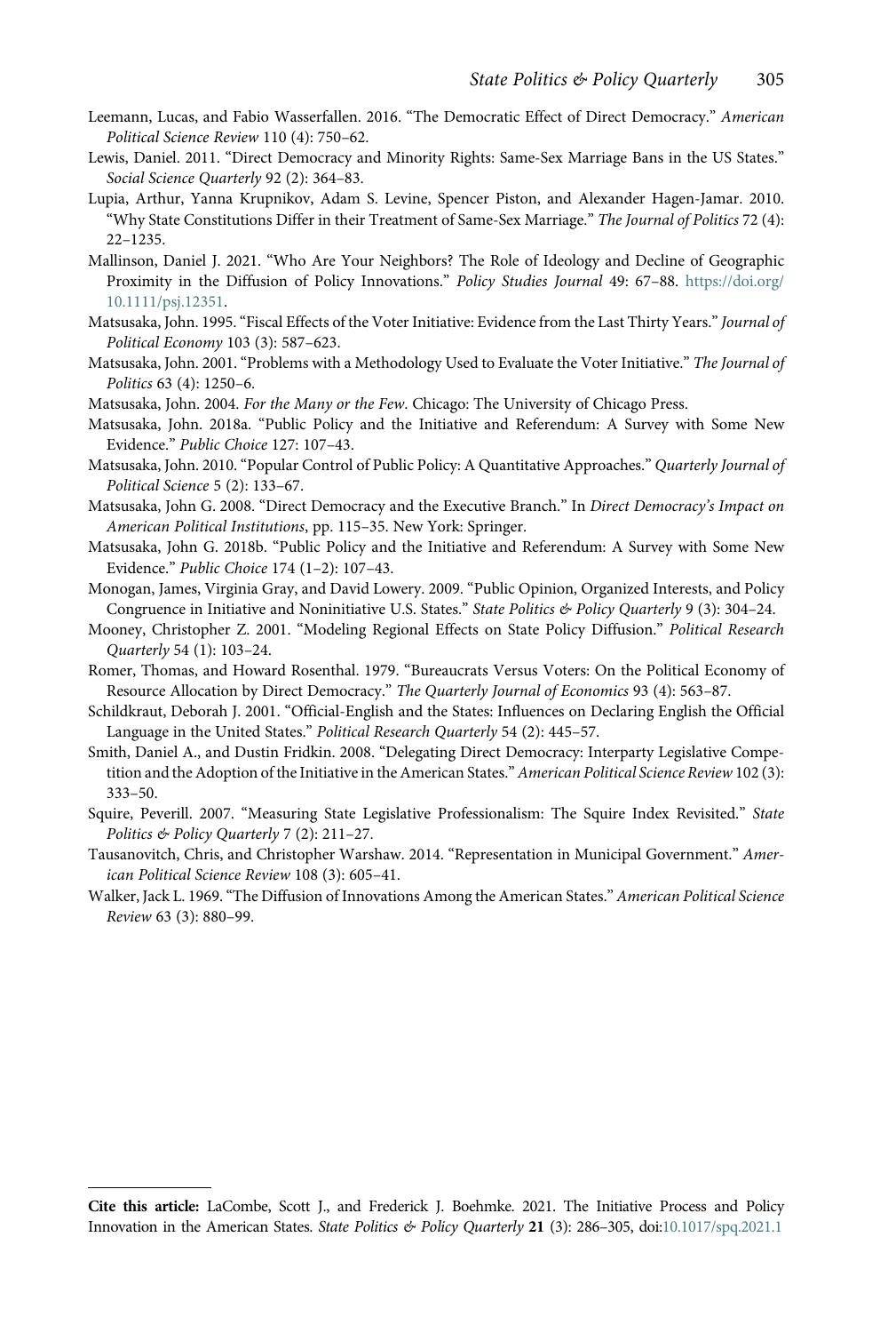Leemann, Lucas, and Fabio Wasserfallen. 2016. "The Democratic Effect of Direct Democracy." *American Political Science Review* 110 (4): 750–62.

Lewis, Daniel. 2011. "Direct Democracy and Minority Rights: Same-Sex Marriage Bans in the US States." *Social Science Quarterly* 92 (2): 364–83.

Lupia, Arthur, Yanna Krupnikov, Adam S. Levine, Spencer Piston, and Alexander Hagen-Jamar. 2010. "Why State Constitutions Differ in their Treatment of Same-Sex Marriage." *The Journal of Politics* 72 (4): 22–1235.

Mallinson, Daniel J. 2021. "Who Are Your Neighbors? The Role of Ideology and Decline of Geographic Proximity in the Diffusion of Policy Innovations." *Policy Studies Journal* 49: 67–88. https://doi.org/10.1111/psj.12351.

Matsusaka, John. 1995. "Fiscal Effects of the Voter Initiative: Evidence from the Last Thirty Years." *Journal of Political Economy* 103 (3): 587–623.

Matsusaka, John. 2001. "Problems with a Methodology Used to Evaluate the Voter Initiative." *The Journal of Politics* 63 (4): 1250–6.

Matsusaka, John. 2004. *For the Many or the Few*. Chicago: The University of Chicago Press.

Matsusaka, John. 2018a. "Public Policy and the Initiative and Referendum: A Survey with Some New Evidence." *Public Choice* 127: 107–43.

Matsusaka, John. 2010. "Popular Control of Public Policy: A Quantitative Approaches." *Quarterly Journal of Political Science* 5 (2): 133–67.

Matsusaka, John G. 2008. "Direct Democracy and the Executive Branch." In *Direct Democracy's Impact on American Political Institutions*, pp. 115–35. New York: Springer.

Matsusaka, John G. 2018b. "Public Policy and the Initiative and Referendum: A Survey with Some New Evidence." *Public Choice* 174 (1–2): 107–43.

Monogan, James, Virginia Gray, and David Lowery. 2009. "Public Opinion, Organized Interests, and Policy Congruence in Initiative and Noninitiative U.S. States." *State Politics & Policy Quarterly* 9 (3): 304–24.

Mooney, Christopher Z. 2001. "Modeling Regional Effects on State Policy Diffusion." *Political Research Quarterly* 54 (1): 103–24.

Romer, Thomas, and Howard Rosenthal. 1979. "Bureaucrats Versus Voters: On the Political Economy of Resource Allocation by Direct Democracy." *The Quarterly Journal of Economics* 93 (4): 563–87.

Schildkraut, Deborah J. 2001. "Official-English and the States: Influences on Declaring English the Official Language in the United States." *Political Research Quarterly* 54 (2): 445–57.

Smith, Daniel A., and Dustin Fridkin. 2008. "Delegating Direct Democracy: Interparty Legislative Competition and the Adoption of the Initiative in the American States." *American Political Science Review* 102 (3): 333–50.

Squire, Peverill. 2007. "Measuring State Legislative Professionalism: The Squire Index Revisited." *State Politics & Policy Quarterly* 7 (2): 211–27.

Tausanovitch, Chris, and Christopher Warshaw. 2014. "Representation in Municipal Government." *American Political Science Review* 108 (3): 605–41.

Walker, Jack L. 1969. "The Diffusion of Innovations Among the American States." *American Political Science Review* 63 (3): 880–99.

---

**Cite this article:** LaCombe, Scott J., and Frederick J. Boehmke. 2021. The Initiative Process and Policy Innovation in the American States. *State Politics & Policy Quarterly* **21** (3): 286–305, doi:10.1017/spq.2021.1